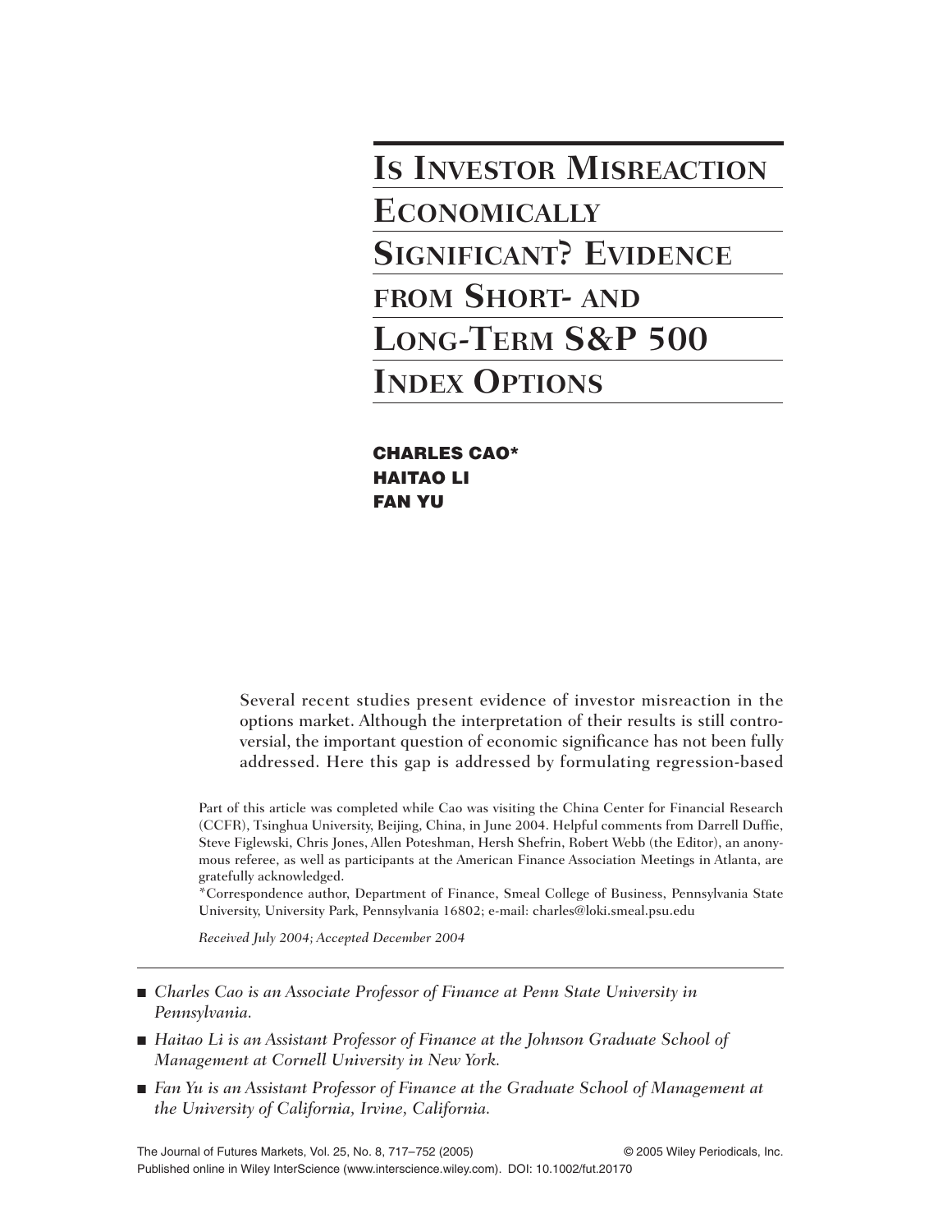# Is Investor Misreaction Economically Significant? Evidence from Short- and Long-Term S&P 500 Index Options

**CHARLES CAO***
**HAITAO LI**
**FAN YU**

Several recent studies present evidence of investor misreaction in the options market. Although the interpretation of their results is still controversial, the important question of economic significance has not been fully addressed. Here this gap is addressed by formulating regression-based

Part of this article was completed while Cao was visiting the China Center for Financial Research (CCFR), Tsinghua University, Beijing, China, in June 2004. Helpful comments from Darrell Duffie, Steve Figlewski, Chris Jones, Allen Poteshman, Hersh Shefrin, Robert Webb (the Editor), an anonymous referee, as well as participants at the American Finance Association Meetings in Atlanta, are gratefully acknowledged.

*Correspondence author, Department of Finance, Smeal College of Business, Pennsylvania State University, University Park, Pennsylvania 16802; e-mail: charles@loki.smeal.psu.edu

*Received July 2004; Accepted December 2004*

- *Charles Cao is an Associate Professor of Finance at Penn State University in Pennsylvania.*
- *Haitao Li is an Assistant Professor of Finance at the Johnson Graduate School of Management at Cornell University in New York.*
- *Fan Yu is an Assistant Professor of Finance at the Graduate School of Management at the University of California, Irvine, California.*

The Journal of Futures Markets, Vol. 25, No. 8, 717–752 (2005) © 2005 Wiley Periodicals, Inc.
Published online in Wiley InterScience (www.interscience.wiley.com). DOI: 10.1002/fut.20170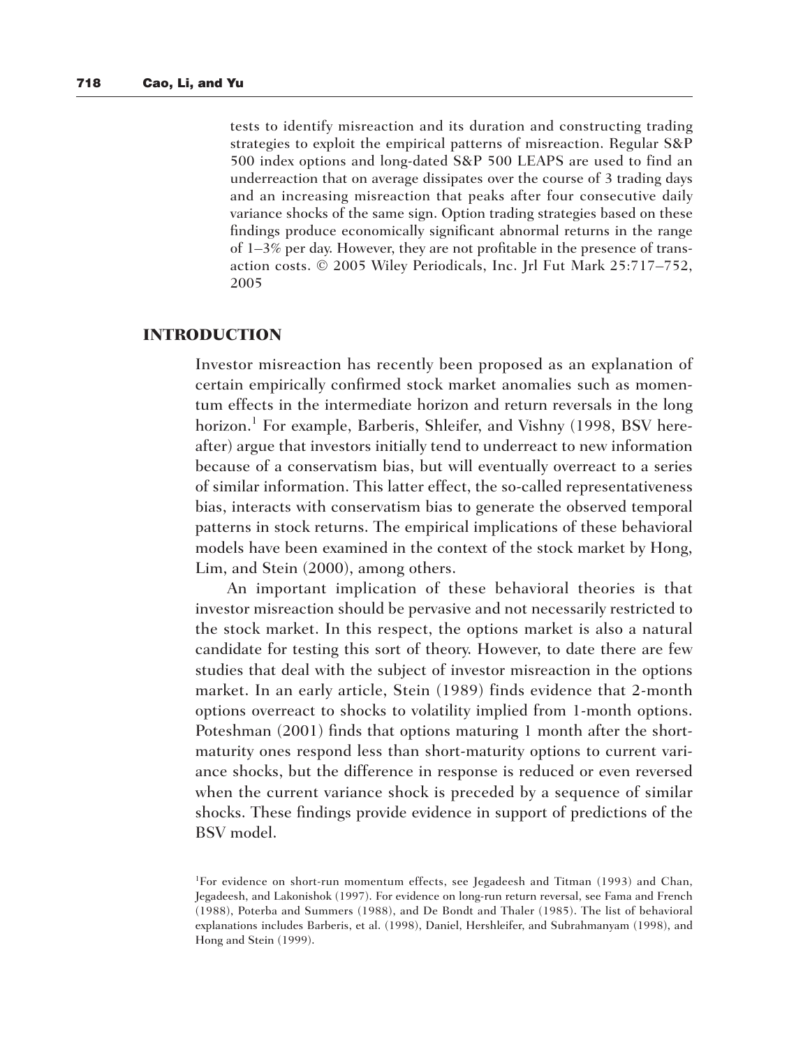tests to identify misreaction and its duration and constructing trading strategies to exploit the empirical patterns of misreaction. Regular S&P 500 index options and long-dated S&P 500 LEAPS are used to find an underreaction that on average dissipates over the course of 3 trading days and an increasing misreaction that peaks after four consecutive daily variance shocks of the same sign. Option trading strategies based on these findings produce economically significant abnormal returns in the range of 1–3% per day. However, they are not profitable in the presence of transaction costs. © 2005 Wiley Periodicals, Inc. Jrl Fut Mark 25:717–752, 2005

## INTRODUCTION

Investor misreaction has recently been proposed as an explanation of certain empirically confirmed stock market anomalies such as momentum effects in the intermediate horizon and return reversals in the long horizon.[1] For example, Barberis, Shleifer, and Vishny (1998, BSV hereafter) argue that investors initially tend to underreact to new information because of a conservatism bias, but will eventually overreact to a series of similar information. This latter effect, the so-called representativeness bias, interacts with conservatism bias to generate the observed temporal patterns in stock returns. The empirical implications of these behavioral models have been examined in the context of the stock market by Hong, Lim, and Stein (2000), among others.

An important implication of these behavioral theories is that investor misreaction should be pervasive and not necessarily restricted to the stock market. In this respect, the options market is also a natural candidate for testing this sort of theory. However, to date there are few studies that deal with the subject of investor misreaction in the options market. In an early article, Stein (1989) finds evidence that 2-month options overreact to shocks to volatility implied from 1-month options. Poteshman (2001) finds that options maturing 1 month after the short-maturity ones respond less than short-maturity options to current variance shocks, but the difference in response is reduced or even reversed when the current variance shock is preceded by a sequence of similar shocks. These findings provide evidence in support of predictions of the BSV model.

[1]For evidence on short-run momentum effects, see Jegadeesh and Titman (1993) and Chan, Jegadeesh, and Lakonishok (1997). For evidence on long-run return reversal, see Fama and French (1988), Poterba and Summers (1988), and De Bondt and Thaler (1985). The list of behavioral explanations includes Barberis, et al. (1998), Daniel, Hershleifer, and Subrahmanyam (1998), and Hong and Stein (1999).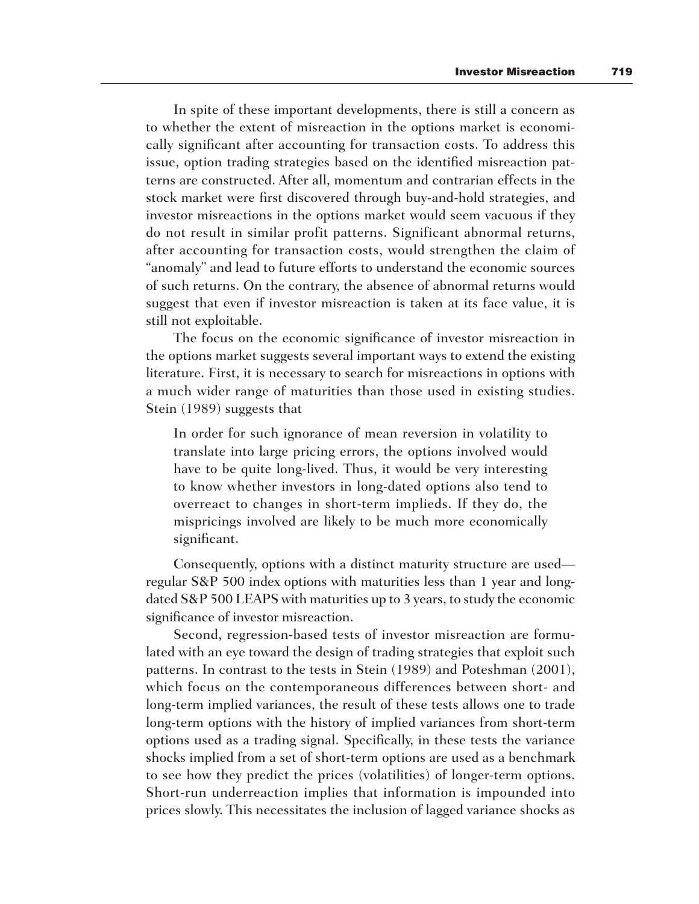In spite of these important developments, there is still a concern as to whether the extent of misreaction in the options market is economically significant after accounting for transaction costs. To address this issue, option trading strategies based on the identified misreaction patterns are constructed. After all, momentum and contrarian effects in the stock market were first discovered through buy-and-hold strategies, and investor misreactions in the options market would seem vacuous if they do not result in similar profit patterns. Significant abnormal returns, after accounting for transaction costs, would strengthen the claim of "anomaly" and lead to future efforts to understand the economic sources of such returns. On the contrary, the absence of abnormal returns would suggest that even if investor misreaction is taken at its face value, it is still not exploitable.

The focus on the economic significance of investor misreaction in the options market suggests several important ways to extend the existing literature. First, it is necessary to search for misreactions in options with a much wider range of maturities than those used in existing studies. Stein (1989) suggests that

> In order for such ignorance of mean reversion in volatility to translate into large pricing errors, the options involved would have to be quite long-lived. Thus, it would be very interesting to know whether investors in long-dated options also tend to overreact to changes in short-term implieds. If they do, the mispricings involved are likely to be much more economically significant.

Consequently, options with a distinct maturity structure are used—regular S&P 500 index options with maturities less than 1 year and long-dated S&P 500 LEAPS with maturities up to 3 years, to study the economic significance of investor misreaction.

Second, regression-based tests of investor misreaction are formulated with an eye toward the design of trading strategies that exploit such patterns. In contrast to the tests in Stein (1989) and Poteshman (2001), which focus on the contemporaneous differences between short- and long-term implied variances, the result of these tests allows one to trade long-term options with the history of implied variances from short-term options used as a trading signal. Specifically, in these tests the variance shocks implied from a set of short-term options are used as a benchmark to see how they predict the prices (volatilities) of longer-term options. Short-run underreaction implies that information is impounded into prices slowly. This necessitates the inclusion of lagged variance shocks as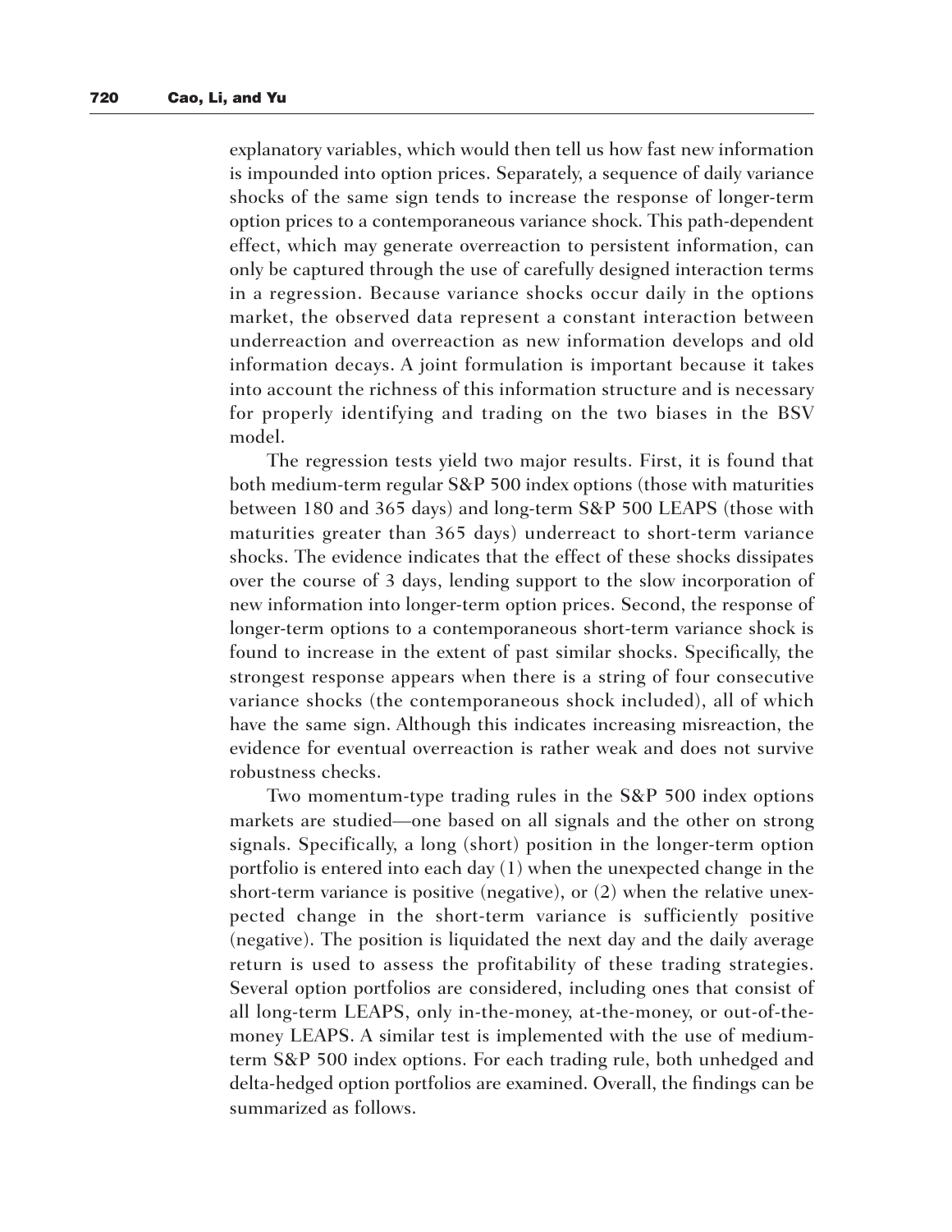explanatory variables, which would then tell us how fast new information is impounded into option prices. Separately, a sequence of daily variance shocks of the same sign tends to increase the response of longer-term option prices to a contemporaneous variance shock. This path-dependent effect, which may generate overreaction to persistent information, can only be captured through the use of carefully designed interaction terms in a regression. Because variance shocks occur daily in the options market, the observed data represent a constant interaction between underreaction and overreaction as new information develops and old information decays. A joint formulation is important because it takes into account the richness of this information structure and is necessary for properly identifying and trading on the two biases in the BSV model.

The regression tests yield two major results. First, it is found that both medium-term regular S&P 500 index options (those with maturities between 180 and 365 days) and long-term S&P 500 LEAPS (those with maturities greater than 365 days) underreact to short-term variance shocks. The evidence indicates that the effect of these shocks dissipates over the course of 3 days, lending support to the slow incorporation of new information into longer-term option prices. Second, the response of longer-term options to a contemporaneous short-term variance shock is found to increase in the extent of past similar shocks. Specifically, the strongest response appears when there is a string of four consecutive variance shocks (the contemporaneous shock included), all of which have the same sign. Although this indicates increasing misreaction, the evidence for eventual overreaction is rather weak and does not survive robustness checks.

Two momentum-type trading rules in the S&P 500 index options markets are studied—one based on all signals and the other on strong signals. Specifically, a long (short) position in the longer-term option portfolio is entered into each day (1) when the unexpected change in the short-term variance is positive (negative), or (2) when the relative unexpected change in the short-term variance is sufficiently positive (negative). The position is liquidated the next day and the daily average return is used to assess the profitability of these trading strategies. Several option portfolios are considered, including ones that consist of all long-term LEAPS, only in-the-money, at-the-money, or out-of-the-money LEAPS. A similar test is implemented with the use of medium-term S&P 500 index options. For each trading rule, both unhedged and delta-hedged option portfolios are examined. Overall, the findings can be summarized as follows.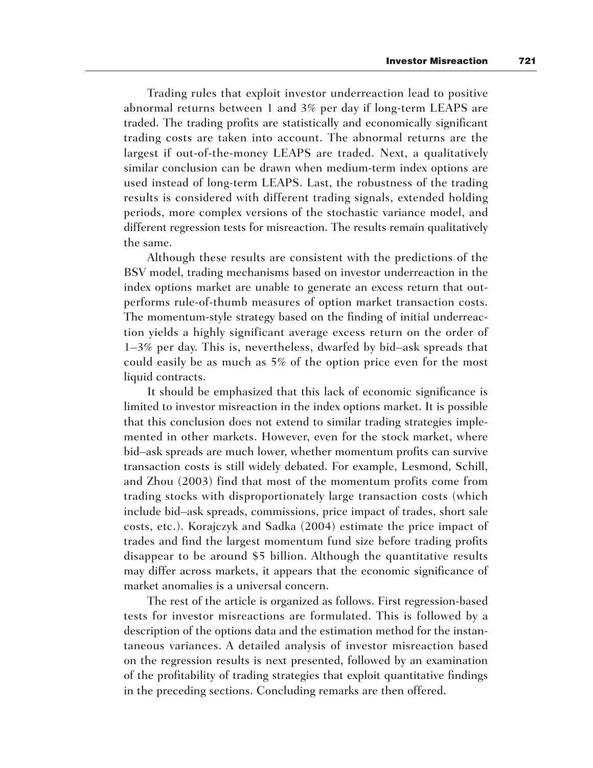Trading rules that exploit investor underreaction lead to positive abnormal returns between 1 and 3% per day if long-term LEAPS are traded. The trading profits are statistically and economically significant trading costs are taken into account. The abnormal returns are the largest if out-of-the-money LEAPS are traded. Next, a qualitatively similar conclusion can be drawn when medium-term index options are used instead of long-term LEAPS. Last, the robustness of the trading results is considered with different trading signals, extended holding periods, more complex versions of the stochastic variance model, and different regression tests for misreaction. The results remain qualitatively the same.

Although these results are consistent with the predictions of the BSV model, trading mechanisms based on investor underreaction in the index options market are unable to generate an excess return that outperforms rule-of-thumb measures of option market transaction costs. The momentum-style strategy based on the finding of initial underreaction yields a highly significant average excess return on the order of 1–3% per day. This is, nevertheless, dwarfed by bid–ask spreads that could easily be as much as 5% of the option price even for the most liquid contracts.

It should be emphasized that this lack of economic significance is limited to investor misreaction in the index options market. It is possible that this conclusion does not extend to similar trading strategies implemented in other markets. However, even for the stock market, where bid–ask spreads are much lower, whether momentum profits can survive transaction costs is still widely debated. For example, Lesmond, Schill, and Zhou (2003) find that most of the momentum profits come from trading stocks with disproportionately large transaction costs (which include bid–ask spreads, commissions, price impact of trades, short sale costs, etc.). Korajczyk and Sadka (2004) estimate the price impact of trades and find the largest momentum fund size before trading profits disappear to be around \$5 billion. Although the quantitative results may differ across markets, it appears that the economic significance of market anomalies is a universal concern.

The rest of the article is organized as follows. First regression-based tests for investor misreactions are formulated. This is followed by a description of the options data and the estimation method for the instantaneous variances. A detailed analysis of investor misreaction based on the regression results is next presented, followed by an examination of the profitability of trading strategies that exploit quantitative findings in the preceding sections. Concluding remarks are then offered.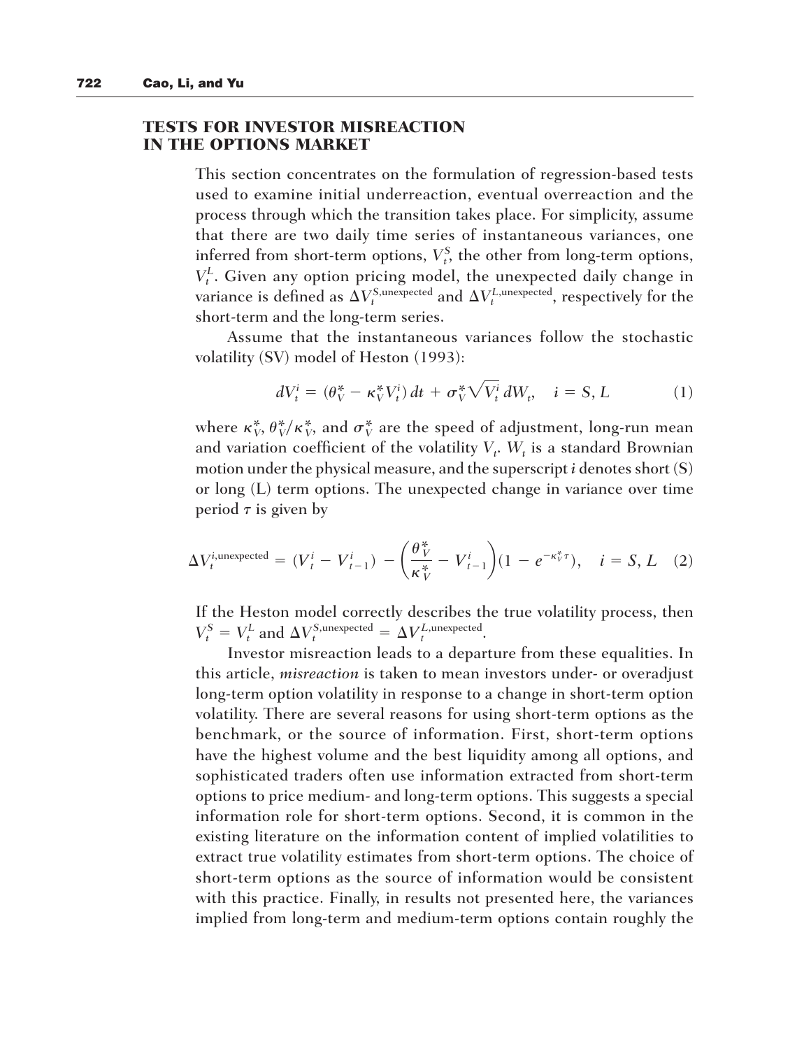## TESTS FOR INVESTOR MISREACTION IN THE OPTIONS MARKET

This section concentrates on the formulation of regression-based tests used to examine initial underreaction, eventual overreaction and the process through which the transition takes place. For simplicity, assume that there are two daily time series of instantaneous variances, one inferred from short-term options, $V_t^S$, the other from long-term options, $V_t^L$. Given any option pricing model, the unexpected daily change in variance is defined as $\Delta V_t^{S,\text{unexpected}}$ and $\Delta V_t^{L,\text{unexpected}}$, respectively for the short-term and the long-term series.

Assume that the instantaneous variances follow the stochastic volatility (SV) model of Heston (1993):

$$dV_t^i = (\theta_V^* - \kappa_V^* V_t^i)\,dt + \sigma_V^* \sqrt{V_t^i}\,dW_t, \quad i = S, L \tag{1}$$

where $\kappa_V^*$, $\theta_V^*/\kappa_V^*$, and $\sigma_V^*$ are the speed of adjustment, long-run mean and variation coefficient of the volatility $V_t$. $W_t$ is a standard Brownian motion under the physical measure, and the superscript $i$ denotes short (S) or long (L) term options. The unexpected change in variance over time period $\tau$ is given by

$$\Delta V_t^{i,\text{unexpected}} = (V_t^i - V_{t-1}^i) - \left(\frac{\theta_V^*}{\kappa_V^*} - V_{t-1}^i\right)(1 - e^{-\kappa_V^* \tau}), \quad i = S, L \tag{2}$$

If the Heston model correctly describes the true volatility process, then $V_t^S = V_t^L$ and $\Delta V_t^{S,\text{unexpected}} = \Delta V_t^{L,\text{unexpected}}$.

Investor misreaction leads to a departure from these equalities. In this article, *misreaction* is taken to mean investors under- or overadjust long-term option volatility in response to a change in short-term option volatility. There are several reasons for using short-term options as the benchmark, or the source of information. First, short-term options have the highest volume and the best liquidity among all options, and sophisticated traders often use information extracted from short-term options to price medium- and long-term options. This suggests a special information role for short-term options. Second, it is common in the existing literature on the information content of implied volatilities to extract true volatility estimates from short-term options. The choice of short-term options as the source of information would be consistent with this practice. Finally, in results not presented here, the variances implied from long-term and medium-term options contain roughly the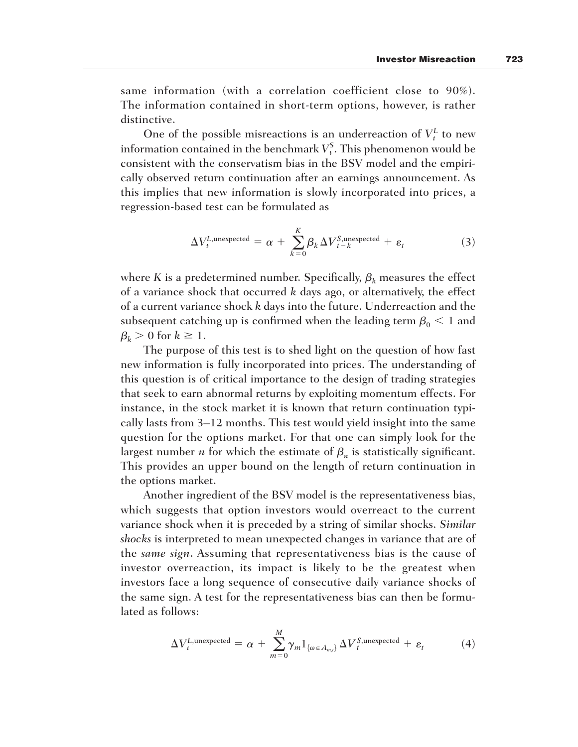same information (with a correlation coefficient close to 90%). The information contained in short-term options, however, is rather distinctive.

One of the possible misreactions is an underreaction of $V_t^L$ to new information contained in the benchmark $V_t^S$. This phenomenon would be consistent with the conservatism bias in the BSV model and the empirically observed return continuation after an earnings announcement. As this implies that new information is slowly incorporated into prices, a regression-based test can be formulated as

$$\Delta V_t^{L,\text{unexpected}} = \alpha + \sum_{k=0}^{K} \beta_k \Delta V_{t-k}^{S,\text{unexpected}} + \varepsilon_t \tag{3}$$

where $K$ is a predetermined number. Specifically, $\beta_k$ measures the effect of a variance shock that occurred $k$ days ago, or alternatively, the effect of a current variance shock $k$ days into the future. Underreaction and the subsequent catching up is confirmed when the leading term $\beta_0 < 1$ and $\beta_k > 0$ for $k \geq 1$.

The purpose of this test is to shed light on the question of how fast new information is fully incorporated into prices. The understanding of this question is of critical importance to the design of trading strategies that seek to earn abnormal returns by exploiting momentum effects. For instance, in the stock market it is known that return continuation typically lasts from 3–12 months. This test would yield insight into the same question for the options market. For that one can simply look for the largest number $n$ for which the estimate of $\beta_n$ is statistically significant. This provides an upper bound on the length of return continuation in the options market.

Another ingredient of the BSV model is the representativeness bias, which suggests that option investors would overreact to the current variance shock when it is preceded by a string of similar shocks. *Similar shocks* is interpreted to mean unexpected changes in variance that are of the *same sign*. Assuming that representativeness bias is the cause of investor overreaction, its impact is likely to be the greatest when investors face a long sequence of consecutive daily variance shocks of the same sign. A test for the representativeness bias can then be formulated as follows:

$$\Delta V_t^{L,\text{unexpected}} = \alpha + \sum_{m=0}^{M} \gamma_m 1_{\{\omega \in A_{m,t}\}} \Delta V_t^{S,\text{unexpected}} + \varepsilon_t \tag{4}$$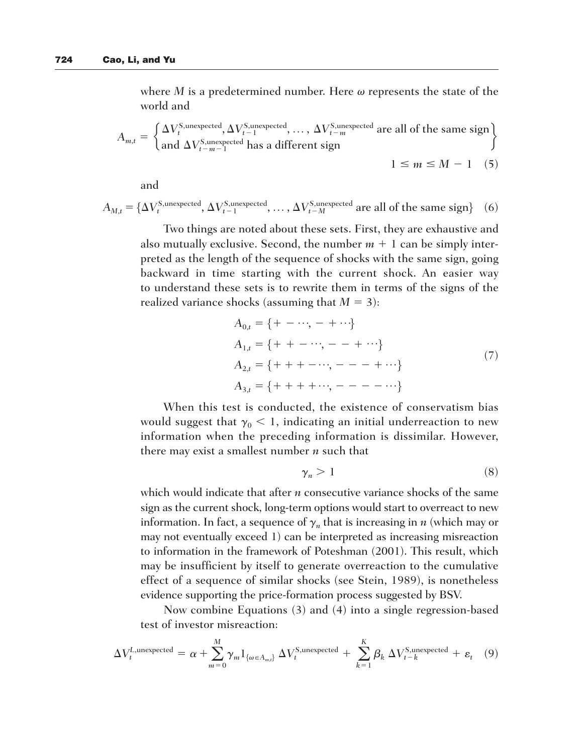where $M$ is a predetermined number. Here $\omega$ represents the state of the world and

$$A_{m,t} = \left\{ \begin{array}{l} \Delta V_t^{\text{S,unexpected}}, \Delta V_{t-1}^{\text{S,unexpected}}, \ldots, \Delta V_{t-m}^{\text{S,unexpected}} \text{ are all of the same sign} \\ \text{and } \Delta V_{t-m-1}^{\text{S,unexpected}} \text{ has a different sign} \end{array} \right\}$$

$$1 \leq m \leq M - 1 \quad (5)$$

and

$$A_{M,t} = \{\Delta V_t^{\text{S,unexpected}}, \Delta V_{t-1}^{\text{S,unexpected}}, \ldots, \Delta V_{t-M}^{\text{S,unexpected}} \text{ are all of the same sign}\} \quad (6)$$

Two things are noted about these sets. First, they are exhaustive and also mutually exclusive. Second, the number $m + 1$ can be simply interpreted as the length of the sequence of shocks with the same sign, going backward in time starting with the current shock. An easier way to understand these sets is to rewrite them in terms of the signs of the realized variance shocks (assuming that $M = 3$):

$$\begin{aligned} A_{0,t} &= \{+ - \cdots, - + \cdots\} \\ A_{1,t} &= \{+ + - \cdots, - - + \cdots\} \\ A_{2,t} &= \{+ + + - \cdots, - - - + \cdots\} \\ A_{3,t} &= \{+ + + + \cdots, - - - - \cdots\} \end{aligned} \quad (7)$$

When this test is conducted, the existence of conservatism bias would suggest that $\gamma_0 < 1$, indicating an initial underreaction to new information when the preceding information is dissimilar. However, there may exist a smallest number $n$ such that

$$\gamma_n > 1 \quad (8)$$

which would indicate that after $n$ consecutive variance shocks of the same sign as the current shock, long-term options would start to overreact to new information. In fact, a sequence of $\gamma_n$ that is increasing in $n$ (which may or may not eventually exceed 1) can be interpreted as increasing misreaction to information in the framework of Poteshman (2001). This result, which may be insufficient by itself to generate overreaction to the cumulative effect of a sequence of similar shocks (see Stein, 1989), is nonetheless evidence supporting the price-formation process suggested by BSV.

Now combine Equations (3) and (4) into a single regression-based test of investor misreaction:

$$\Delta V_t^{L,\text{unexpected}} = \alpha + \sum_{m=0}^{M} \gamma_m 1_{\{\omega \in A_{m,t}\}} \Delta V_t^{\text{S,unexpected}} + \sum_{k=1}^{K} \beta_k \Delta V_{t-k}^{\text{S,unexpected}} + \varepsilon_t \quad (9)$$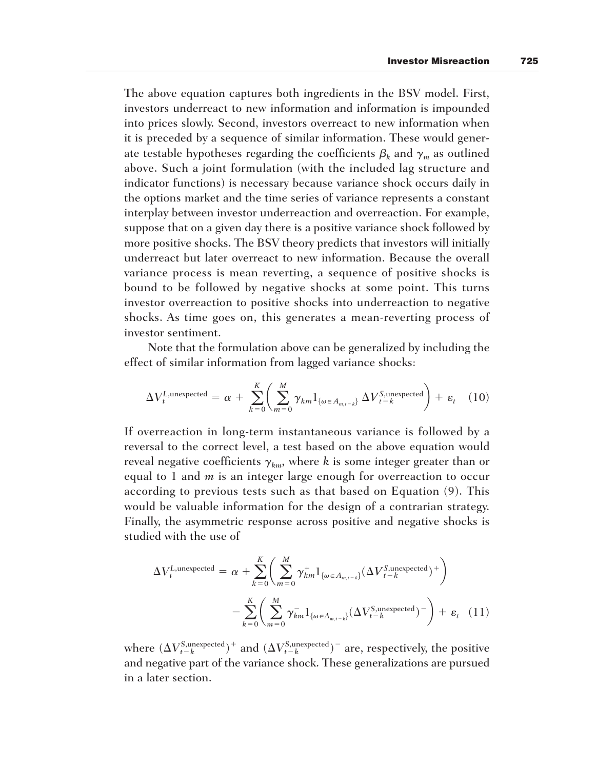The above equation captures both ingredients in the BSV model. First, investors underreact to new information and information is impounded into prices slowly. Second, investors overreact to new information when it is preceded by a sequence of similar information. These would generate testable hypotheses regarding the coefficients $\beta_k$ and $\gamma_m$ as outlined above. Such a joint formulation (with the included lag structure and indicator functions) is necessary because variance shock occurs daily in the options market and the time series of variance represents a constant interplay between investor underreaction and overreaction. For example, suppose that on a given day there is a positive variance shock followed by more positive shocks. The BSV theory predicts that investors will initially underreact but later overreact to new information. Because the overall variance process is mean reverting, a sequence of positive shocks is bound to be followed by negative shocks at some point. This turns investor overreaction to positive shocks into underreaction to negative shocks. As time goes on, this generates a mean-reverting process of investor sentiment.

Note that the formulation above can be generalized by including the effect of similar information from lagged variance shocks:

$$\Delta V_t^{L,\text{unexpected}} = \alpha + \sum_{k=0}^{K} \left( \sum_{m=0}^{M} \gamma_{km} 1_{\{\omega \in A_{m,t-k}\}} \Delta V_{t-k}^{S,\text{unexpected}} \right) + \varepsilon_t \quad (10)$$

If overreaction in long-term instantaneous variance is followed by a reversal to the correct level, a test based on the above equation would reveal negative coefficients $\gamma_{km}$, where $k$ is some integer greater than or equal to 1 and $m$ is an integer large enough for overreaction to occur according to previous tests such as that based on Equation (9). This would be valuable information for the design of a contrarian strategy. Finally, the asymmetric response across positive and negative shocks is studied with the use of

$$\Delta V_t^{L,\text{unexpected}} = \alpha + \sum_{k=0}^{K} \left( \sum_{m=0}^{M} \gamma_{km}^{+} 1_{\{\omega \in A_{m,t-k}\}} (\Delta V_{t-k}^{S,\text{unexpected}})^{+} \right) - \sum_{k=0}^{K} \left( \sum_{m=0}^{M} \gamma_{km}^{-} 1_{\{\omega \in A_{m,t-k}\}} (\Delta V_{t-k}^{S,\text{unexpected}})^{-} \right) + \varepsilon_t \quad (11)$$

where $(\Delta V_{t-k}^{S,\text{unexpected}})^{+}$ and $(\Delta V_{t-k}^{S,\text{unexpected}})^{-}$ are, respectively, the positive and negative part of the variance shock. These generalizations are pursued in a later section.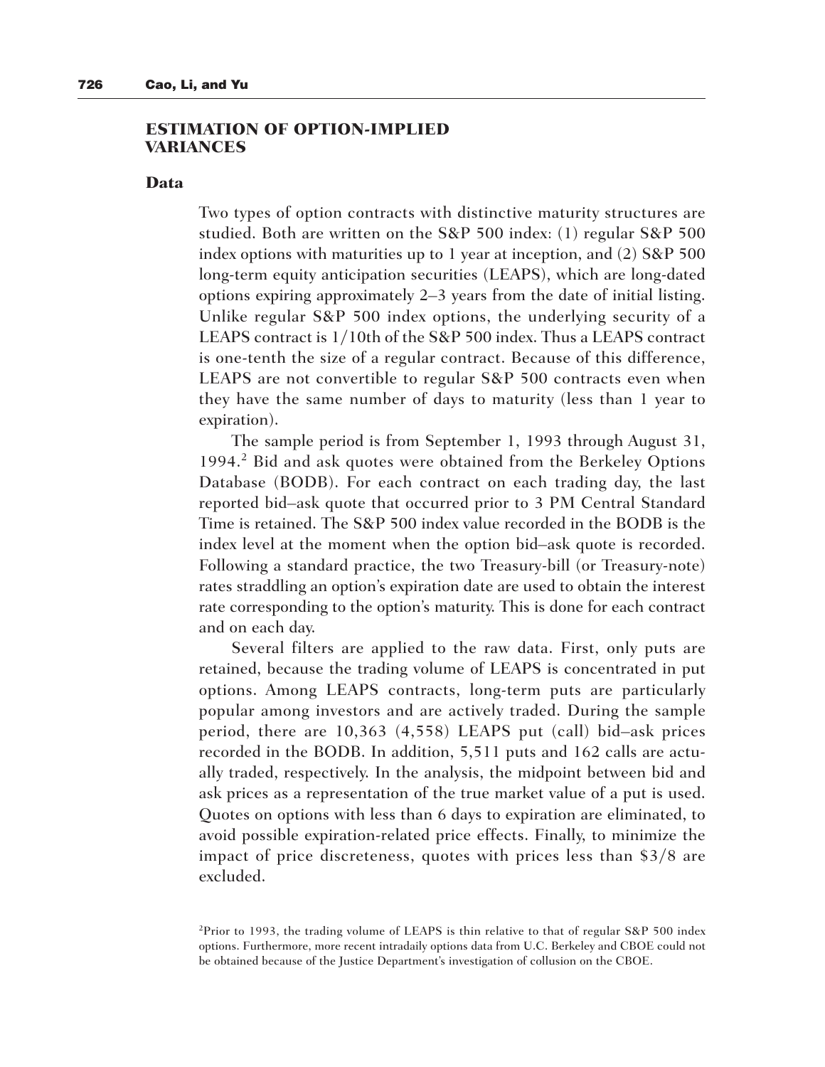## ESTIMATION OF OPTION-IMPLIED VARIANCES

### Data

Two types of option contracts with distinctive maturity structures are studied. Both are written on the S&P 500 index: (1) regular S&P 500 index options with maturities up to 1 year at inception, and (2) S&P 500 long-term equity anticipation securities (LEAPS), which are long-dated options expiring approximately 2–3 years from the date of initial listing. Unlike regular S&P 500 index options, the underlying security of a LEAPS contract is 1/10th of the S&P 500 index. Thus a LEAPS contract is one-tenth the size of a regular contract. Because of this difference, LEAPS are not convertible to regular S&P 500 contracts even when they have the same number of days to maturity (less than 1 year to expiration).

The sample period is from September 1, 1993 through August 31, 1994.[2] Bid and ask quotes were obtained from the Berkeley Options Database (BODB). For each contract on each trading day, the last reported bid–ask quote that occurred prior to 3 PM Central Standard Time is retained. The S&P 500 index value recorded in the BODB is the index level at the moment when the option bid–ask quote is recorded. Following a standard practice, the two Treasury-bill (or Treasury-note) rates straddling an option's expiration date are used to obtain the interest rate corresponding to the option's maturity. This is done for each contract and on each day.

Several filters are applied to the raw data. First, only puts are retained, because the trading volume of LEAPS is concentrated in put options. Among LEAPS contracts, long-term puts are particularly popular among investors and are actively traded. During the sample period, there are 10,363 (4,558) LEAPS put (call) bid–ask prices recorded in the BODB. In addition, 5,511 puts and 162 calls are actually traded, respectively. In the analysis, the midpoint between bid and ask prices as a representation of the true market value of a put is used. Quotes on options with less than 6 days to expiration are eliminated, to avoid possible expiration-related price effects. Finally, to minimize the impact of price discreteness, quotes with prices less than $3/8 are excluded.

[2]Prior to 1993, the trading volume of LEAPS is thin relative to that of regular S&P 500 index options. Furthermore, more recent intradaily options data from U.C. Berkeley and CBOE could not be obtained because of the Justice Department's investigation of collusion on the CBOE.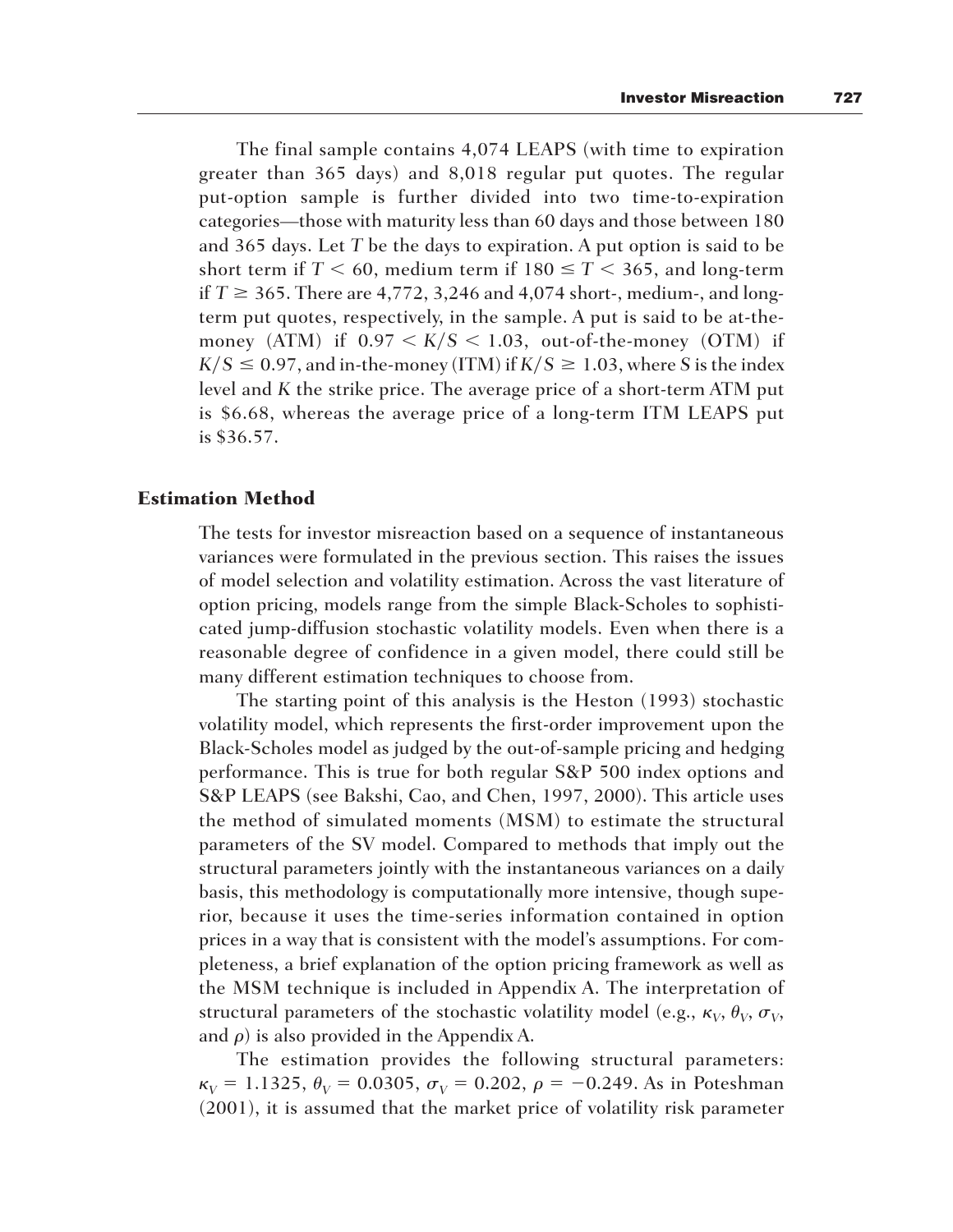The final sample contains 4,074 LEAPS (with time to expiration greater than 365 days) and 8,018 regular put quotes. The regular put-option sample is further divided into two time-to-expiration categories—those with maturity less than 60 days and those between 180 and 365 days. Let $T$ be the days to expiration. A put option is said to be short term if $T < 60$, medium term if $180 \leq T < 365$, and long-term if $T \geq 365$. There are 4,772, 3,246 and 4,074 short-, medium-, and long-term put quotes, respectively, in the sample. A put is said to be at-the-money (ATM) if $0.97 < K/S < 1.03$, out-of-the-money (OTM) if $K/S \leq 0.97$, and in-the-money (ITM) if $K/S \geq 1.03$, where $S$ is the index level and $K$ the strike price. The average price of a short-term ATM put is \$6.68, whereas the average price of a long-term ITM LEAPS put is \$36.57.

## Estimation Method

The tests for investor misreaction based on a sequence of instantaneous variances were formulated in the previous section. This raises the issues of model selection and volatility estimation. Across the vast literature of option pricing, models range from the simple Black-Scholes to sophisticated jump-diffusion stochastic volatility models. Even when there is a reasonable degree of confidence in a given model, there could still be many different estimation techniques to choose from.

The starting point of this analysis is the Heston (1993) stochastic volatility model, which represents the first-order improvement upon the Black-Scholes model as judged by the out-of-sample pricing and hedging performance. This is true for both regular S&P 500 index options and S&P LEAPS (see Bakshi, Cao, and Chen, 1997, 2000). This article uses the method of simulated moments (MSM) to estimate the structural parameters of the SV model. Compared to methods that imply out the structural parameters jointly with the instantaneous variances on a daily basis, this methodology is computationally more intensive, though superior, because it uses the time-series information contained in option prices in a way that is consistent with the model's assumptions. For completeness, a brief explanation of the option pricing framework as well as the MSM technique is included in Appendix A. The interpretation of structural parameters of the stochastic volatility model (e.g., $\kappa_V$, $\theta_V$, $\sigma_V$, and $\rho$) is also provided in the Appendix A.

The estimation provides the following structural parameters: $\kappa_V = 1.1325$, $\theta_V = 0.0305$, $\sigma_V = 0.202$, $\rho = -0.249$. As in Poteshman (2001), it is assumed that the market price of volatility risk parameter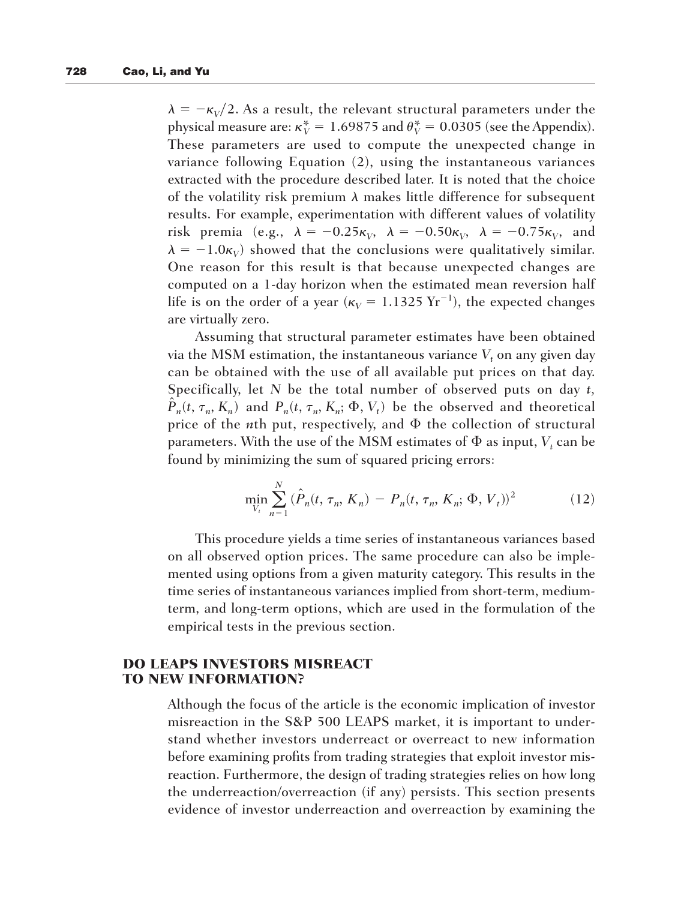$\lambda = -\kappa_V/2$. As a result, the relevant structural parameters under the physical measure are: $\kappa_V^* = 1.69875$ and $\theta_V^* = 0.0305$ (see the Appendix). These parameters are used to compute the unexpected change in variance following Equation (2), using the instantaneous variances extracted with the procedure described later. It is noted that the choice of the volatility risk premium $\lambda$ makes little difference for subsequent results. For example, experimentation with different values of volatility risk premia (e.g., $\lambda = -0.25\kappa_V$, $\lambda = -0.50\kappa_V$, $\lambda = -0.75\kappa_V$, and $\lambda = -1.0\kappa_V$) showed that the conclusions were qualitatively similar. One reason for this result is that because unexpected changes are computed on a 1-day horizon when the estimated mean reversion half life is on the order of a year ($\kappa_V = 1.1325\ \text{Yr}^{-1}$), the expected changes are virtually zero.

Assuming that structural parameter estimates have been obtained via the MSM estimation, the instantaneous variance $V_t$ on any given day can be obtained with the use of all available put prices on that day. Specifically, let $N$ be the total number of observed puts on day $t$, $\hat{P}_n(t, \tau_n, K_n)$ and $P_n(t, \tau_n, K_n; \Phi, V_t)$ be the observed and theoretical price of the $n$th put, respectively, and $\Phi$ the collection of structural parameters. With the use of the MSM estimates of $\Phi$ as input, $V_t$ can be found by minimizing the sum of squared pricing errors:

$$\min_{V_t} \sum_{n=1}^{N} (\hat{P}_n(t, \tau_n, K_n) - P_n(t, \tau_n, K_n; \Phi, V_t))^2 \tag{12}$$

This procedure yields a time series of instantaneous variances based on all observed option prices. The same procedure can also be implemented using options from a given maturity category. This results in the time series of instantaneous variances implied from short-term, medium-term, and long-term options, which are used in the formulation of the empirical tests in the previous section.

## DO LEAPS INVESTORS MISREACT TO NEW INFORMATION?

Although the focus of the article is the economic implication of investor misreaction in the S&P 500 LEAPS market, it is important to understand whether investors underreact or overreact to new information before examining profits from trading strategies that exploit investor misreaction. Furthermore, the design of trading strategies relies on how long the underreaction/overreaction (if any) persists. This section presents evidence of investor underreaction and overreaction by examining the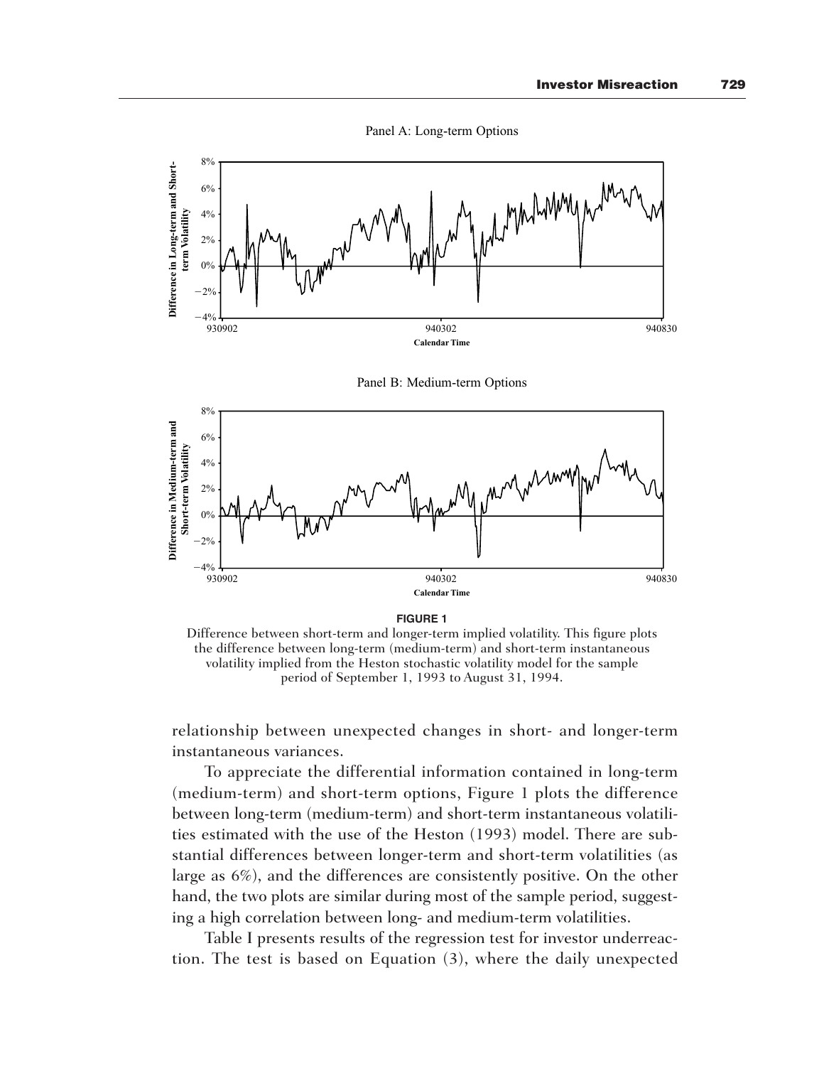Panel A: Long-term Options

Panel B: Medium-term Options

**FIGURE 1**

Difference between short-term and longer-term implied volatility. This figure plots the difference between long-term (medium-term) and short-term instantaneous volatility implied from the Heston stochastic volatility model for the sample period of September 1, 1993 to August 31, 1994.

relationship between unexpected changes in short- and longer-term instantaneous variances.

To appreciate the differential information contained in long-term (medium-term) and short-term options, Figure 1 plots the difference between long-term (medium-term) and short-term instantaneous volatilities estimated with the use of the Heston (1993) model. There are substantial differences between longer-term and short-term volatilities (as large as 6%), and the differences are consistently positive. On the other hand, the two plots are similar during most of the sample period, suggesting a high correlation between long- and medium-term volatilities.

Table I presents results of the regression test for investor underreaction. The test is based on Equation (3), where the daily unexpected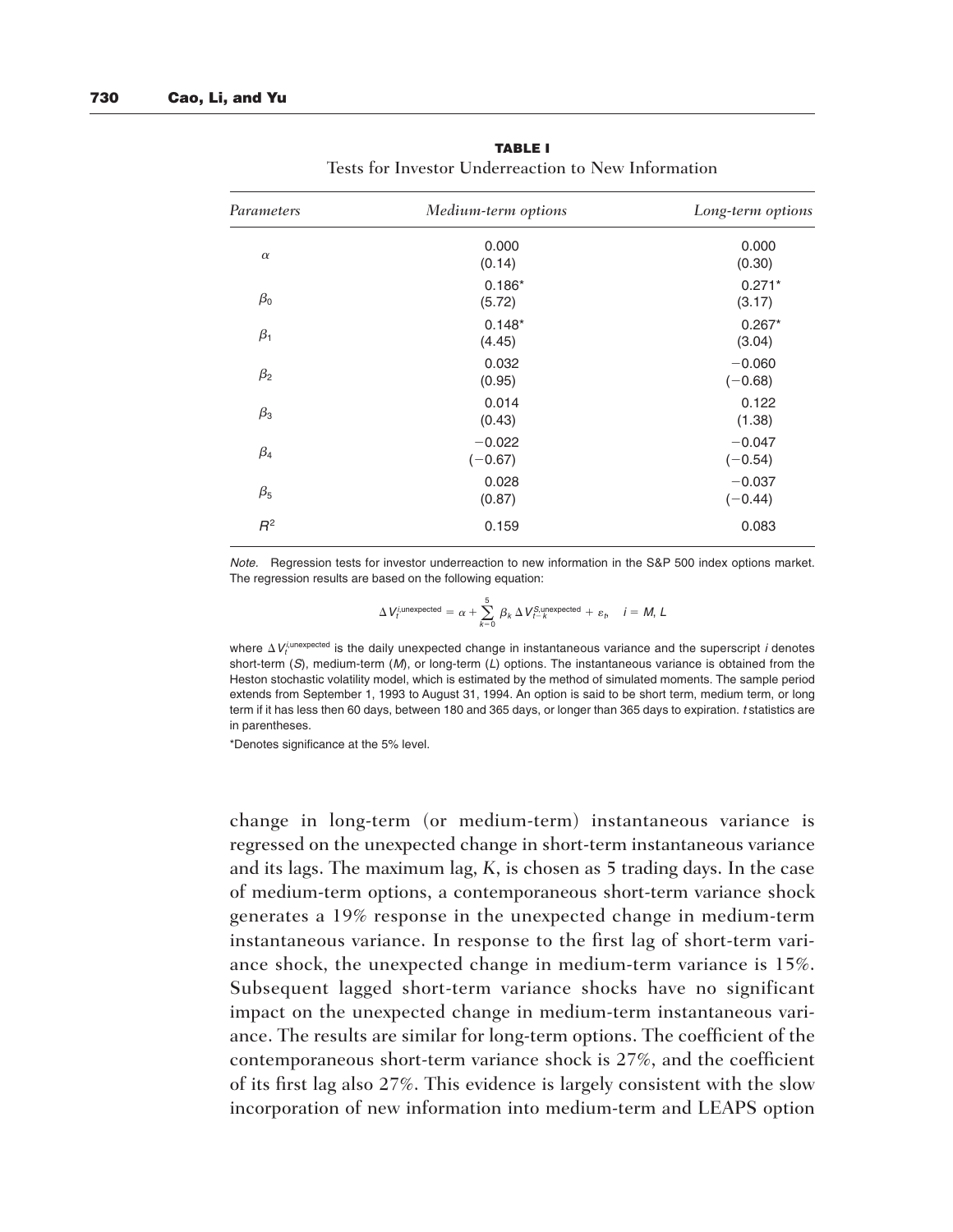**TABLE I**
Tests for Investor Underreaction to New Information

| *Parameters* | *Medium-term options* | *Long-term options* |
|---|---|---|
| $\alpha$ | 0.000 (0.14) | 0.000 (0.30) |
| $\beta_0$ | 0.186* (5.72) | 0.271* (3.17) |
| $\beta_1$ | 0.148* (4.45) | 0.267* (3.04) |
| $\beta_2$ | 0.032 (0.95) | −0.060 (−0.68) |
| $\beta_3$ | 0.014 (0.43) | 0.122 (1.38) |
| $\beta_4$ | −0.022 (−0.67) | −0.047 (−0.54) |
| $\beta_5$ | 0.028 (0.87) | −0.037 (−0.44) |
| $R^2$ | 0.159 | 0.083 |

*Note.* Regression tests for investor underreaction to new information in the S&P 500 index options market. The regression results are based on the following equation:

$$\Delta V_t^{i,\text{unexpected}} = \alpha + \sum_{k=0}^{5} \beta_k \, \Delta V_{t-k}^{S,\text{unexpected}} + \varepsilon_t, \quad i = M, L$$

where $\Delta V_t^{i,\text{unexpected}}$ is the daily unexpected change in instantaneous variance and the superscript $i$ denotes short-term ($S$), medium-term ($M$), or long-term ($L$) options. The instantaneous variance is obtained from the Heston stochastic volatility model, which is estimated by the method of simulated moments. The sample period extends from September 1, 1993 to August 31, 1994. An option is said to be short term, medium term, or long term if it has less then 60 days, between 180 and 365 days, or longer than 365 days to expiration. $t$ statistics are in parentheses.

*Denotes significance at the 5% level.

change in long-term (or medium-term) instantaneous variance is regressed on the unexpected change in short-term instantaneous variance and its lags. The maximum lag, $K$, is chosen as 5 trading days. In the case of medium-term options, a contemporaneous short-term variance shock generates a 19% response in the unexpected change in medium-term instantaneous variance. In response to the first lag of short-term variance shock, the unexpected change in medium-term variance is 15%. Subsequent lagged short-term variance shocks have no significant impact on the unexpected change in medium-term instantaneous variance. The results are similar for long-term options. The coefficient of the contemporaneous short-term variance shock is 27%, and the coefficient of its first lag also 27%. This evidence is largely consistent with the slow incorporation of new information into medium-term and LEAPS option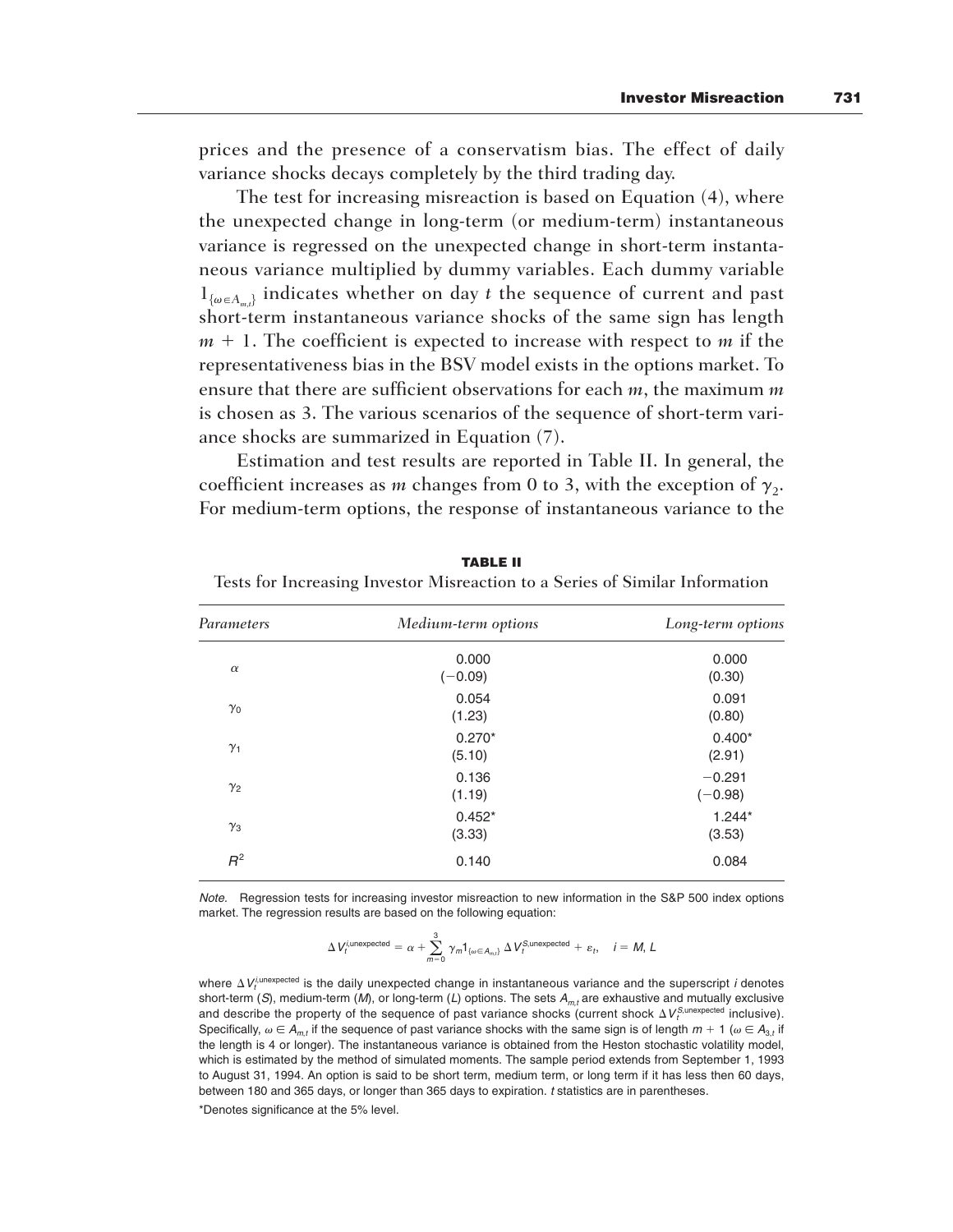prices and the presence of a conservatism bias. The effect of daily variance shocks decays completely by the third trading day.

The test for increasing misreaction is based on Equation (4), where the unexpected change in long-term (or medium-term) instantaneous variance is regressed on the unexpected change in short-term instantaneous variance multiplied by dummy variables. Each dummy variable $1_{\{\omega \in A_{m,t}\}}$ indicates whether on day $t$ the sequence of current and past short-term instantaneous variance shocks of the same sign has length $m + 1$. The coefficient is expected to increase with respect to $m$ if the representativeness bias in the BSV model exists in the options market. To ensure that there are sufficient observations for each $m$, the maximum $m$ is chosen as 3. The various scenarios of the sequence of short-term variance shocks are summarized in Equation (7).

Estimation and test results are reported in Table II. In general, the coefficient increases as $m$ changes from 0 to 3, with the exception of $\gamma_2$. For medium-term options, the response of instantaneous variance to the

**TABLE II**

Tests for Increasing Investor Misreaction to a Series of Similar Information

| *Parameters* | *Medium-term options* | *Long-term options* |
|---|---|---|
| $\alpha$ | 0.000 | 0.000 |
| | (−0.09) | (0.30) |
| $\gamma_0$ | 0.054 | 0.091 |
| | (1.23) | (0.80) |
| $\gamma_1$ | 0.270* | 0.400* |
| | (5.10) | (2.91) |
| $\gamma_2$ | 0.136 | −0.291 |
| | (1.19) | (−0.98) |
| $\gamma_3$ | 0.452* | 1.244* |
| | (3.33) | (3.53) |
| $R^2$ | 0.140 | 0.084 |

*Note.* Regression tests for increasing investor misreaction to new information in the S&P 500 index options market. The regression results are based on the following equation:

$$\Delta V_t^{i,\text{unexpected}} = \alpha + \sum_{m=0}^{3} \gamma_m 1_{\{\omega \in A_{m,t}\}} \Delta V_t^{S,\text{unexpected}} + \varepsilon_t, \quad i = M, L$$

where $\Delta V_t^{i,\text{unexpected}}$ is the daily unexpected change in instantaneous variance and the superscript $i$ denotes short-term ($S$), medium-term ($M$), or long-term ($L$) options. The sets $A_{m,t}$ are exhaustive and mutually exclusive and describe the property of the sequence of past variance shocks (current shock $\Delta V_t^{S,\text{unexpected}}$ inclusive). Specifically, $\omega \in A_{m,t}$ if the sequence of past variance shocks with the same sign is of length $m + 1$ ($\omega \in A_{3,t}$ if the length is 4 or longer). The instantaneous variance is obtained from the Heston stochastic volatility model, which is estimated by the method of simulated moments. The sample period extends from September 1, 1993 to August 31, 1994. An option is said to be short term, medium term, or long term if it has less then 60 days, between 180 and 365 days, or longer than 365 days to expiration. $t$ statistics are in parentheses.

*Denotes significance at the 5% level.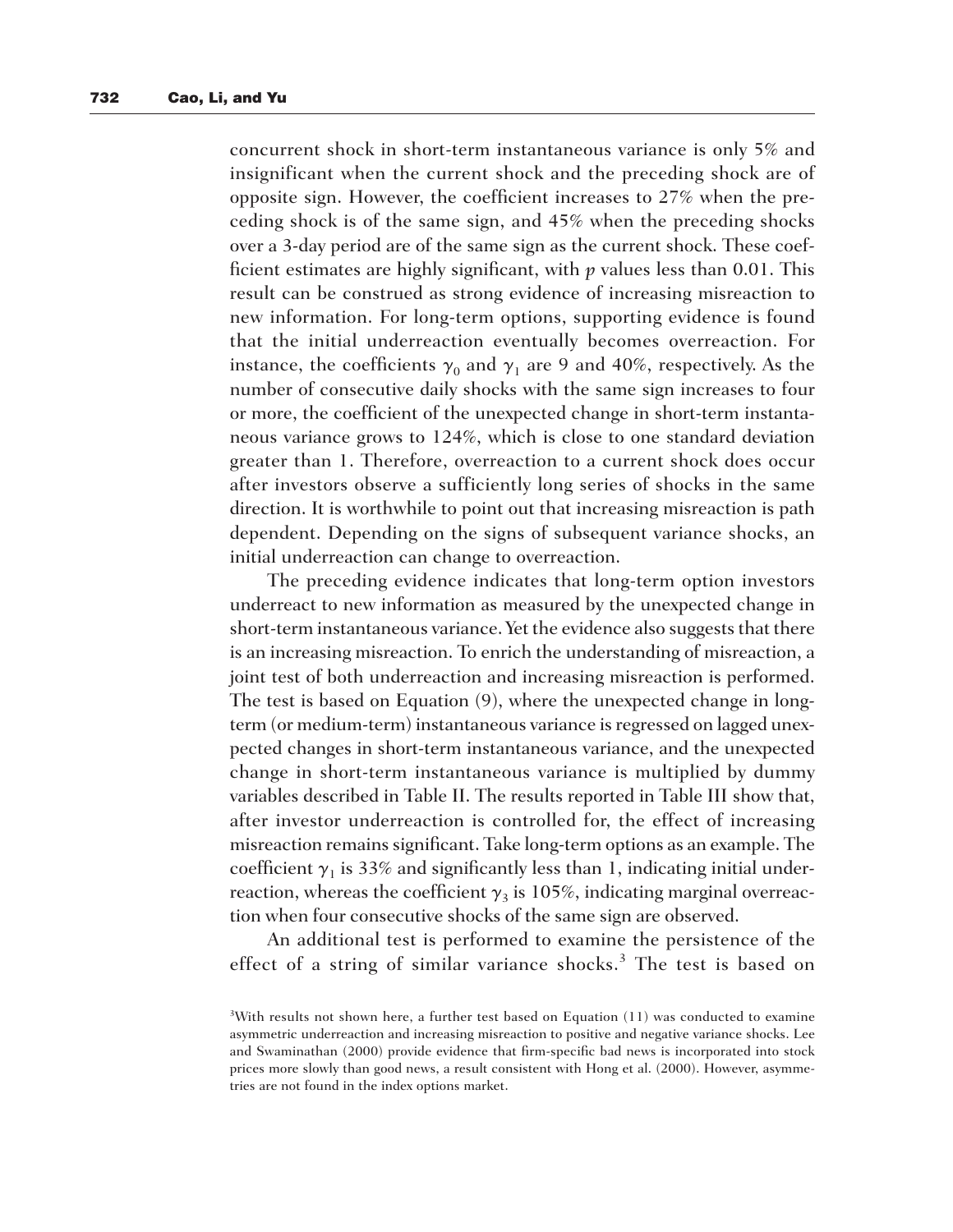concurrent shock in short-term instantaneous variance is only 5% and insignificant when the current shock and the preceding shock are of opposite sign. However, the coefficient increases to 27% when the preceding shock is of the same sign, and 45% when the preceding shocks over a 3-day period are of the same sign as the current shock. These coefficient estimates are highly significant, with $p$ values less than 0.01. This result can be construed as strong evidence of increasing misreaction to new information. For long-term options, supporting evidence is found that the initial underreaction eventually becomes overreaction. For instance, the coefficients $\gamma_0$ and $\gamma_1$ are 9 and 40%, respectively. As the number of consecutive daily shocks with the same sign increases to four or more, the coefficient of the unexpected change in short-term instantaneous variance grows to 124%, which is close to one standard deviation greater than 1. Therefore, overreaction to a current shock does occur after investors observe a sufficiently long series of shocks in the same direction. It is worthwhile to point out that increasing misreaction is path dependent. Depending on the signs of subsequent variance shocks, an initial underreaction can change to overreaction.

The preceding evidence indicates that long-term option investors underreact to new information as measured by the unexpected change in short-term instantaneous variance. Yet the evidence also suggests that there is an increasing misreaction. To enrich the understanding of misreaction, a joint test of both underreaction and increasing misreaction is performed. The test is based on Equation (9), where the unexpected change in long-term (or medium-term) instantaneous variance is regressed on lagged unexpected changes in short-term instantaneous variance, and the unexpected change in short-term instantaneous variance is multiplied by dummy variables described in Table II. The results reported in Table III show that, after investor underreaction is controlled for, the effect of increasing misreaction remains significant. Take long-term options as an example. The coefficient $\gamma_1$ is 33% and significantly less than 1, indicating initial underreaction, whereas the coefficient $\gamma_3$ is 105%, indicating marginal overreaction when four consecutive shocks of the same sign are observed.

An additional test is performed to examine the persistence of the effect of a string of similar variance shocks.[3] The test is based on

[3] With results not shown here, a further test based on Equation (11) was conducted to examine asymmetric underreaction and increasing misreaction to positive and negative variance shocks. Lee and Swaminathan (2000) provide evidence that firm-specific bad news is incorporated into stock prices more slowly than good news, a result consistent with Hong et al. (2000). However, asymmetries are not found in the index options market.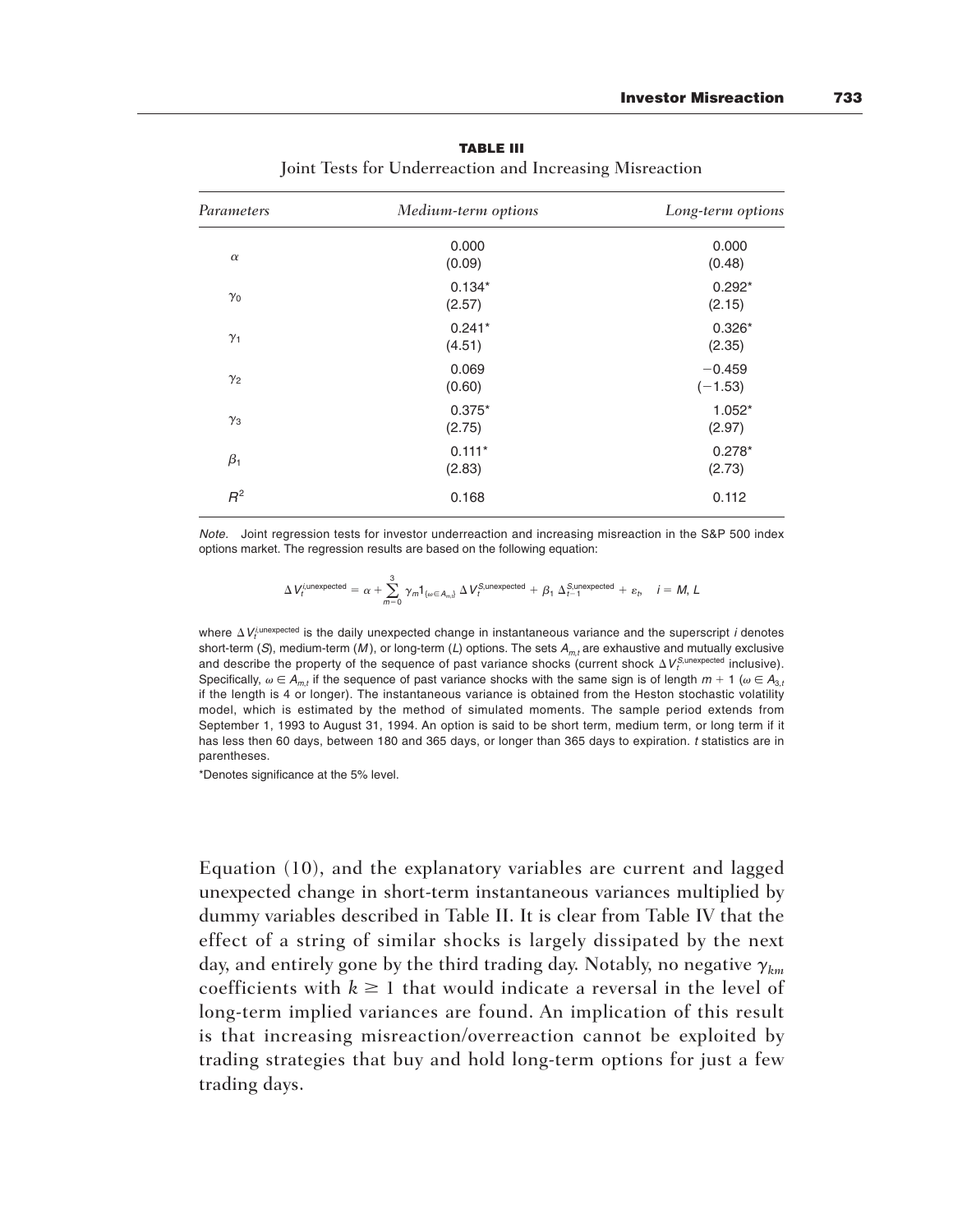**TABLE III**

Joint Tests for Underreaction and Increasing Misreaction

| *Parameters* | *Medium-term options* | *Long-term options* |
|---|---|---|
| $\alpha$ | 0.000<br>(0.09) | 0.000<br>(0.48) |
| $\gamma_0$ | 0.134*<br>(2.57) | 0.292*<br>(2.15) |
| $\gamma_1$ | 0.241*<br>(4.51) | 0.326*<br>(2.35) |
| $\gamma_2$ | 0.069<br>(0.60) | −0.459<br>(−1.53) |
| $\gamma_3$ | 0.375*<br>(2.75) | 1.052*<br>(2.97) |
| $\beta_1$ | 0.111*<br>(2.83) | 0.278*<br>(2.73) |
| $R^2$ | 0.168 | 0.112 |

*Note.* Joint regression tests for investor underreaction and increasing misreaction in the S&P 500 index options market. The regression results are based on the following equation:

$$\Delta V_t^{i,\text{unexpected}} = \alpha + \sum_{m=0}^{3} \gamma_m 1_{\{\omega \in A_{m,t}\}} \Delta V_t^{S,\text{unexpected}} + \beta_1 \Delta_{t-1}^{S,\text{unexpected}} + \varepsilon_t, \quad i = M, L$$

where $\Delta V_t^{i,\text{unexpected}}$ is the daily unexpected change in instantaneous variance and the superscript $i$ denotes short-term ($S$), medium-term ($M$), or long-term ($L$) options. The sets $A_{m,t}$ are exhaustive and mutually exclusive and describe the property of the sequence of past variance shocks (current shock $\Delta V_t^{S,\text{unexpected}}$ inclusive). Specifically, $\omega \in A_{m,t}$ if the sequence of past variance shocks with the same sign is of length $m + 1$ ($\omega \in A_{3,t}$ if the length is 4 or longer). The instantaneous variance is obtained from the Heston stochastic volatility model, which is estimated by the method of simulated moments. The sample period extends from September 1, 1993 to August 31, 1994. An option is said to be short term, medium term, or long term if it has less then 60 days, between 180 and 365 days, or longer than 365 days to expiration. $t$ statistics are in parentheses.

*Denotes significance at the 5% level.

Equation (10), and the explanatory variables are current and lagged unexpected change in short-term instantaneous variances multiplied by dummy variables described in Table II. It is clear from Table IV that the effect of a string of similar shocks is largely dissipated by the next day, and entirely gone by the third trading day. Notably, no negative $\gamma_{km}$ coefficients with $k \geq 1$ that would indicate a reversal in the level of long-term implied variances are found. An implication of this result is that increasing misreaction/overreaction cannot be exploited by trading strategies that buy and hold long-term options for just a few trading days.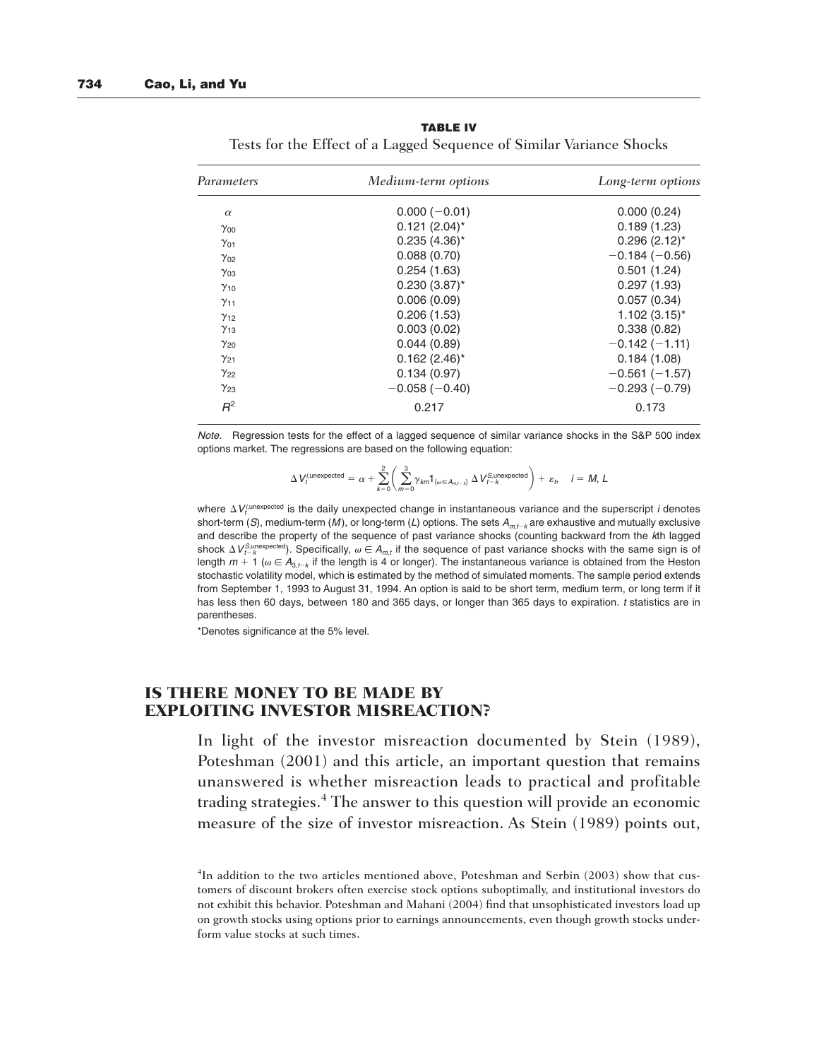**TABLE IV**

Tests for the Effect of a Lagged Sequence of Similar Variance Shocks

| *Parameters* | *Medium-term options* | *Long-term options* |
|---|---|---|
| $\alpha$ | 0.000 (−0.01) | 0.000 (0.24) |
| $\gamma_{00}$ | 0.121 (2.04)* | 0.189 (1.23) |
| $\gamma_{01}$ | 0.235 (4.36)* | 0.296 (2.12)* |
| $\gamma_{02}$ | 0.088 (0.70) | −0.184 (−0.56) |
| $\gamma_{03}$ | 0.254 (1.63) | 0.501 (1.24) |
| $\gamma_{10}$ | 0.230 (3.87)* | 0.297 (1.93) |
| $\gamma_{11}$ | 0.006 (0.09) | 0.057 (0.34) |
| $\gamma_{12}$ | 0.206 (1.53) | 1.102 (3.15)* |
| $\gamma_{13}$ | 0.003 (0.02) | 0.338 (0.82) |
| $\gamma_{20}$ | 0.044 (0.89) | −0.142 (−1.11) |
| $\gamma_{21}$ | 0.162 (2.46)* | 0.184 (1.08) |
| $\gamma_{22}$ | 0.134 (0.97) | −0.561 (−1.57) |
| $\gamma_{23}$ | −0.058 (−0.40) | −0.293 (−0.79) |
| $R^2$ | 0.217 | 0.173 |

*Note.* Regression tests for the effect of a lagged sequence of similar variance shocks in the S&P 500 index options market. The regressions are based on the following equation:

$$\Delta V_t^{i,\text{unexpected}} = \alpha + \sum_{k=0}^{2}\left(\sum_{m=0}^{3}\gamma_{km}1_{\{\omega\in A_{m,t-k}\}}\,\Delta V_{t-k}^{S,\text{unexpected}}\right) + \varepsilon_t, \quad i = M, L$$

where $\Delta V_t^{i,\text{unexpected}}$ is the daily unexpected change in instantaneous variance and the superscript $i$ denotes short-term ($S$), medium-term ($M$), or long-term ($L$) options. The sets $A_{m,t-k}$ are exhaustive and mutually exclusive and describe the property of the sequence of past variance shocks (counting backward from the $k$th lagged shock $\Delta V_{t-k}^{S,\text{unexpected}}$). Specifically, $\omega \in A_{m,t}$ if the sequence of past variance shocks with the same sign is of length $m + 1$ ($\omega \in A_{3,t-k}$ if the length is 4 or longer). The instantaneous variance is obtained from the Heston stochastic volatility model, which is estimated by the method of simulated moments. The sample period extends from September 1, 1993 to August 31, 1994. An option is said to be short term, medium term, or long term if it has less then 60 days, between 180 and 365 days, or longer than 365 days to expiration. $t$ statistics are in parentheses.

*Denotes significance at the 5% level.

## IS THERE MONEY TO BE MADE BY EXPLOITING INVESTOR MISREACTION?

In light of the investor misreaction documented by Stein (1989), Poteshman (2001) and this article, an important question that remains unanswered is whether misreaction leads to practical and profitable trading strategies.[4] The answer to this question will provide an economic measure of the size of investor misreaction. As Stein (1989) points out,

[4]In addition to the two articles mentioned above, Poteshman and Serbin (2003) show that customers of discount brokers often exercise stock options suboptimally, and institutional investors do not exhibit this behavior. Poteshman and Mahani (2004) find that unsophisticated investors load up on growth stocks using options prior to earnings announcements, even though growth stocks underform value stocks at such times.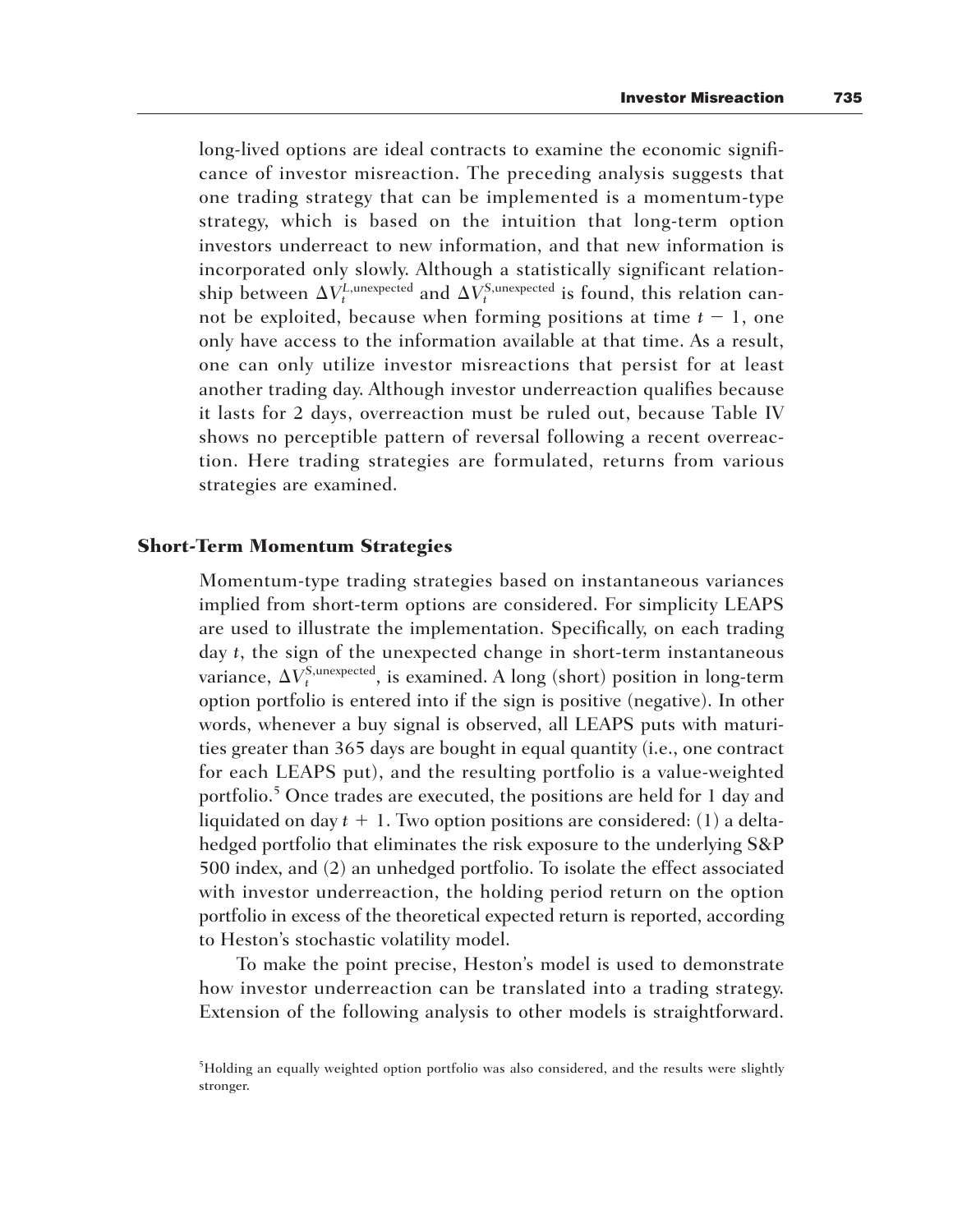long-lived options are ideal contracts to examine the economic significance of investor misreaction. The preceding analysis suggests that one trading strategy that can be implemented is a momentum-type strategy, which is based on the intuition that long-term option investors underreact to new information, and that new information is incorporated only slowly. Although a statistically significant relationship between $\Delta V_t^{L,\text{unexpected}}$ and $\Delta V_t^{S,\text{unexpected}}$ is found, this relation cannot be exploited, because when forming positions at time $t-1$, one only have access to the information available at that time. As a result, one can only utilize investor misreactions that persist for at least another trading day. Although investor underreaction qualifies because it lasts for 2 days, overreaction must be ruled out, because Table IV shows no perceptible pattern of reversal following a recent overreaction. Here trading strategies are formulated, returns from various strategies are examined.

### Short-Term Momentum Strategies

Momentum-type trading strategies based on instantaneous variances implied from short-term options are considered. For simplicity LEAPS are used to illustrate the implementation. Specifically, on each trading day $t$, the sign of the unexpected change in short-term instantaneous variance, $\Delta V_t^{S,\text{unexpected}}$, is examined. A long (short) position in long-term option portfolio is entered into if the sign is positive (negative). In other words, whenever a buy signal is observed, all LEAPS puts with maturities greater than 365 days are bought in equal quantity (i.e., one contract for each LEAPS put), and the resulting portfolio is a value-weighted portfolio.[5] Once trades are executed, the positions are held for 1 day and liquidated on day $t+1$. Two option positions are considered: (1) a delta-hedged portfolio that eliminates the risk exposure to the underlying S&P 500 index, and (2) an unhedged portfolio. To isolate the effect associated with investor underreaction, the holding period return on the option portfolio in excess of the theoretical expected return is reported, according to Heston's stochastic volatility model.

To make the point precise, Heston's model is used to demonstrate how investor underreaction can be translated into a trading strategy. Extension of the following analysis to other models is straightforward.

[5]Holding an equally weighted option portfolio was also considered, and the results were slightly stronger.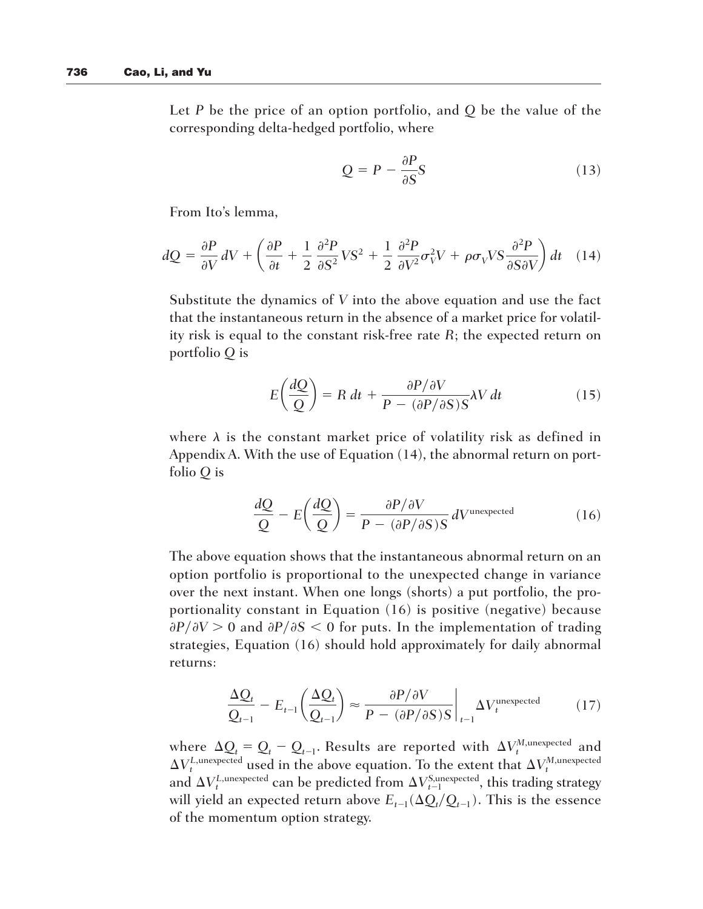Let $P$ be the price of an option portfolio, and $Q$ be the value of the corresponding delta-hedged portfolio, where

$$Q = P - \frac{\partial P}{\partial S} S \tag{13}$$

From Ito's lemma,

$$dQ = \frac{\partial P}{\partial V} dV + \left( \frac{\partial P}{\partial t} + \frac{1}{2} \frac{\partial^2 P}{\partial S^2} V S^2 + \frac{1}{2} \frac{\partial^2 P}{\partial V^2} \sigma_V^2 V + \rho \sigma_V V S \frac{\partial^2 P}{\partial S \partial V} \right) dt \tag{14}$$

Substitute the dynamics of $V$ into the above equation and use the fact that the instantaneous return in the absence of a market price for volatility risk is equal to the constant risk-free rate $R$; the expected return on portfolio $Q$ is

$$E\left( \frac{dQ}{Q} \right) = R\, dt + \frac{\partial P / \partial V}{P - (\partial P / \partial S) S} \lambda V\, dt \tag{15}$$

where $\lambda$ is the constant market price of volatility risk as defined in Appendix A. With the use of Equation (14), the abnormal return on portfolio $Q$ is

$$\frac{dQ}{Q} - E\left( \frac{dQ}{Q} \right) = \frac{\partial P / \partial V}{P - (\partial P / \partial S) S} dV^{\text{unexpected}} \tag{16}$$

The above equation shows that the instantaneous abnormal return on an option portfolio is proportional to the unexpected change in variance over the next instant. When one longs (shorts) a put portfolio, the proportionality constant in Equation (16) is positive (negative) because $\partial P / \partial V > 0$ and $\partial P / \partial S < 0$ for puts. In the implementation of trading strategies, Equation (16) should hold approximately for daily abnormal returns:

$$\frac{\Delta Q_t}{Q_{t-1}} - E_{t-1}\left( \frac{\Delta Q_t}{Q_{t-1}} \right) \approx \left. \frac{\partial P / \partial V}{P - (\partial P / \partial S) S} \right|_{t-1} \Delta V_t^{\text{unexpected}} \tag{17}$$

where $\Delta Q_t = Q_t - Q_{t-1}$. Results are reported with $\Delta V_t^{M,\text{unexpected}}$ and $\Delta V_t^{L,\text{unexpected}}$ used in the above equation. To the extent that $\Delta V_t^{M,\text{unexpected}}$ and $\Delta V_t^{L,\text{unexpected}}$ can be predicted from $\Delta V_{t-1}^{S,\text{unexpected}}$, this trading strategy will yield an expected return above $E_{t-1}(\Delta Q_t / Q_{t-1})$. This is the essence of the momentum option strategy.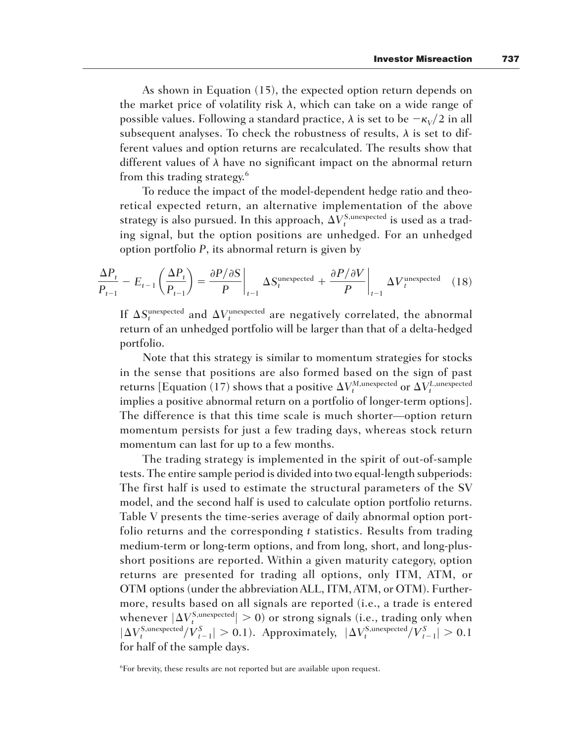As shown in Equation (15), the expected option return depends on the market price of volatility risk $\lambda$, which can take on a wide range of possible values. Following a standard practice, $\lambda$ is set to be $-\kappa_V/2$ in all subsequent analyses. To check the robustness of results, $\lambda$ is set to different values and option returns are recalculated. The results show that different values of $\lambda$ have no significant impact on the abnormal return from this trading strategy.[6]

To reduce the impact of the model-dependent hedge ratio and theoretical expected return, an alternative implementation of the above strategy is also pursued. In this approach, $\Delta V_t^{S,\text{unexpected}}$ is used as a trading signal, but the option positions are unhedged. For an unhedged option portfolio $P$, its abnormal return is given by

$$\frac{\Delta P_t}{P_{t-1}} - E_{t-1}\left(\frac{\Delta P_t}{P_{t-1}}\right) = \left.\frac{\partial P/\partial S}{P}\right|_{t-1} \Delta S_t^{\text{unexpected}} + \left.\frac{\partial P/\partial V}{P}\right|_{t-1} \Delta V_t^{\text{unexpected}} \quad (18)$$

If $\Delta S_t^{\text{unexpected}}$ and $\Delta V_t^{\text{unexpected}}$ are negatively correlated, the abnormal return of an unhedged portfolio will be larger than that of a delta-hedged portfolio.

Note that this strategy is similar to momentum strategies for stocks in the sense that positions are also formed based on the sign of past returns [Equation (17) shows that a positive $\Delta V_t^{M,\text{unexpected}}$ or $\Delta V_t^{L,\text{unexpected}}$ implies a positive abnormal return on a portfolio of longer-term options]. The difference is that this time scale is much shorter—option return momentum persists for just a few trading days, whereas stock return momentum can last for up to a few months.

The trading strategy is implemented in the spirit of out-of-sample tests. The entire sample period is divided into two equal-length subperiods: The first half is used to estimate the structural parameters of the SV model, and the second half is used to calculate option portfolio returns. Table V presents the time-series average of daily abnormal option portfolio returns and the corresponding $t$ statistics. Results from trading medium-term or long-term options, and from long, short, and long-plus-short positions are reported. Within a given maturity category, option returns are presented for trading all options, only ITM, ATM, or OTM options (under the abbreviation ALL, ITM, ATM, or OTM). Furthermore, results based on all signals are reported (i.e., a trade is entered whenever $|\Delta V_t^{S,\text{unexpected}}| > 0$) or strong signals (i.e., trading only when $|\Delta V_t^{S,\text{unexpected}}/V_{t-1}^S| > 0.1$). Approximately, $|\Delta V_t^{S,\text{unexpected}}/V_{t-1}^S| > 0.1$ for half of the sample days.

[6] For brevity, these results are not reported but are available upon request.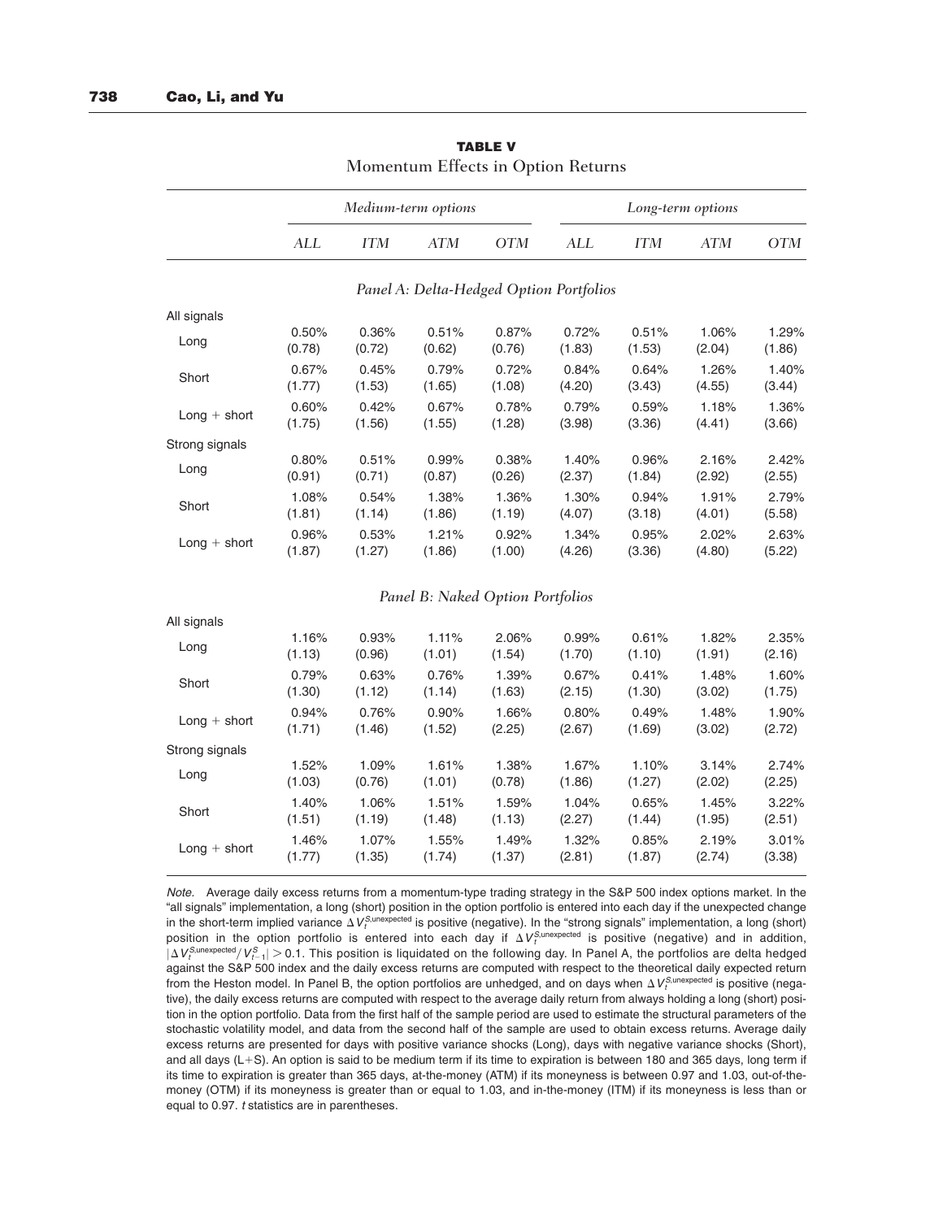**TABLE V**
Momentum Effects in Option Returns

| | *Medium-term options* | | | | *Long-term options* | | | |
|---|---|---|---|---|---|---|---|---|
| | *ALL* | *ITM* | *ATM* | *OTM* | *ALL* | *ITM* | *ATM* | *OTM* |
| | | | | *Panel A: Delta-Hedged Option Portfolios* | | | | |
| All signals | | | | | | | | |
| Long | 0.50% | 0.36% | 0.51% | 0.87% | 0.72% | 0.51% | 1.06% | 1.29% |
| | (0.78) | (0.72) | (0.62) | (0.76) | (1.83) | (1.53) | (2.04) | (1.86) |
| Short | 0.67% | 0.45% | 0.79% | 0.72% | 0.84% | 0.64% | 1.26% | 1.40% |
| | (1.77) | (1.53) | (1.65) | (1.08) | (4.20) | (3.43) | (4.55) | (3.44) |
| Long + short | 0.60% | 0.42% | 0.67% | 0.78% | 0.79% | 0.59% | 1.18% | 1.36% |
| | (1.75) | (1.56) | (1.55) | (1.28) | (3.98) | (3.36) | (4.41) | (3.66) |
| Strong signals | | | | | | | | |
| Long | 0.80% | 0.51% | 0.99% | 0.38% | 1.40% | 0.96% | 2.16% | 2.42% |
| | (0.91) | (0.71) | (0.87) | (0.26) | (2.37) | (1.84) | (2.92) | (2.55) |
| Short | 1.08% | 0.54% | 1.38% | 1.36% | 1.30% | 0.94% | 1.91% | 2.79% |
| | (1.81) | (1.14) | (1.86) | (1.19) | (4.07) | (3.18) | (4.01) | (5.58) |
| Long + short | 0.96% | 0.53% | 1.21% | 0.92% | 1.34% | 0.95% | 2.02% | 2.63% |
| | (1.87) | (1.27) | (1.86) | (1.00) | (4.26) | (3.36) | (4.80) | (5.22) |
| | | | | *Panel B: Naked Option Portfolios* | | | | |
| All signals | | | | | | | | |
| Long | 1.16% | 0.93% | 1.11% | 2.06% | 0.99% | 0.61% | 1.82% | 2.35% |
| | (1.13) | (0.96) | (1.01) | (1.54) | (1.70) | (1.10) | (1.91) | (2.16) |
| Short | 0.79% | 0.63% | 0.76% | 1.39% | 0.67% | 0.41% | 1.48% | 1.60% |
| | (1.30) | (1.12) | (1.14) | (1.63) | (2.15) | (1.30) | (3.02) | (1.75) |
| Long + short | 0.94% | 0.76% | 0.90% | 1.66% | 0.80% | 0.49% | 1.48% | 1.90% |
| | (1.71) | (1.46) | (1.52) | (2.25) | (2.67) | (1.69) | (3.02) | (2.72) |
| Strong signals | | | | | | | | |
| Long | 1.52% | 1.09% | 1.61% | 1.38% | 1.67% | 1.10% | 3.14% | 2.74% |
| | (1.03) | (0.76) | (1.01) | (0.78) | (1.86) | (1.27) | (2.02) | (2.25) |
| Short | 1.40% | 1.06% | 1.51% | 1.59% | 1.04% | 0.65% | 1.45% | 3.22% |
| | (1.51) | (1.19) | (1.48) | (1.13) | (2.27) | (1.44) | (1.95) | (2.51) |
| Long + short | 1.46% | 1.07% | 1.55% | 1.49% | 1.32% | 0.85% | 2.19% | 3.01% |
| | (1.77) | (1.35) | (1.74) | (1.37) | (2.81) | (1.87) | (2.74) | (3.38) |

*Note.* Average daily excess returns from a momentum-type trading strategy in the S&P 500 index options market. In the "all signals" implementation, a long (short) position in the option portfolio is entered into each day if the unexpected change in the short-term implied variance $\Delta V_t^{S,\text{unexpected}}$ is positive (negative). In the "strong signals" implementation, a long (short) position in the option portfolio is entered into each day if $\Delta V_t^{S,\text{unexpected}}$ is positive (negative) and in addition, $|\Delta V_t^{S,\text{unexpected}}/V_{t-1}^S| > 0.1$. This position is liquidated on the following day. In Panel A, the portfolios are delta hedged against the S&P 500 index and the daily excess returns are computed with respect to the theoretical daily expected return from the Heston model. In Panel B, the option portfolios are unhedged, and on days when $\Delta V_t^{S,\text{unexpected}}$ is positive (negative), the daily excess returns are computed with respect to the average daily return from always holding a long (short) position in the option portfolio. Data from the first half of the sample period are used to estimate the structural parameters of the stochastic volatility model, and data from the second half of the sample are used to obtain excess returns. Average daily excess returns are presented for days with positive variance shocks (Long), days with negative variance shocks (Short), and all days (L+S). An option is said to be medium term if its time to expiration is between 180 and 365 days, long term if its time to expiration is greater than 365 days, at-the-money (ATM) if its moneyness is between 0.97 and 1.03, out-of-the-money (OTM) if its moneyness is greater than or equal to 1.03, and in-the-money (ITM) if its moneyness is less than or equal to 0.97. *t* statistics are in parentheses.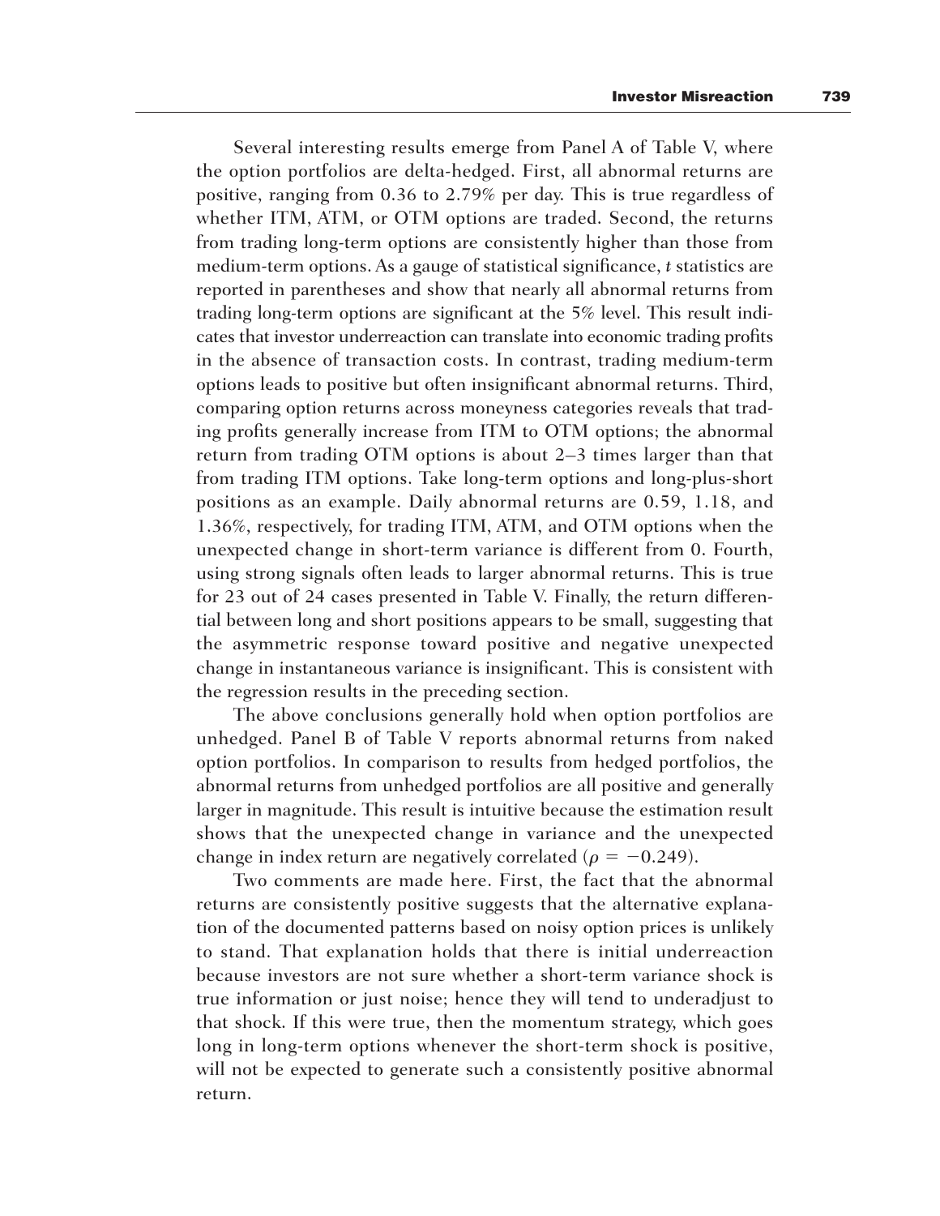Several interesting results emerge from Panel A of Table V, where the option portfolios are delta-hedged. First, all abnormal returns are positive, ranging from 0.36 to 2.79% per day. This is true regardless of whether ITM, ATM, or OTM options are traded. Second, the returns from trading long-term options are consistently higher than those from medium-term options. As a gauge of statistical significance, $t$ statistics are reported in parentheses and show that nearly all abnormal returns from trading long-term options are significant at the 5% level. This result indicates that investor underreaction can translate into economic trading profits in the absence of transaction costs. In contrast, trading medium-term options leads to positive but often insignificant abnormal returns. Third, comparing option returns across moneyness categories reveals that trading profits generally increase from ITM to OTM options; the abnormal return from trading OTM options is about 2–3 times larger than that from trading ITM options. Take long-term options and long-plus-short positions as an example. Daily abnormal returns are 0.59, 1.18, and 1.36%, respectively, for trading ITM, ATM, and OTM options when the unexpected change in short-term variance is different from 0. Fourth, using strong signals often leads to larger abnormal returns. This is true for 23 out of 24 cases presented in Table V. Finally, the return differential between long and short positions appears to be small, suggesting that the asymmetric response toward positive and negative unexpected change in instantaneous variance is insignificant. This is consistent with the regression results in the preceding section.

The above conclusions generally hold when option portfolios are unhedged. Panel B of Table V reports abnormal returns from naked option portfolios. In comparison to results from hedged portfolios, the abnormal returns from unhedged portfolios are all positive and generally larger in magnitude. This result is intuitive because the estimation result shows that the unexpected change in variance and the unexpected change in index return are negatively correlated ($\rho = -0.249$).

Two comments are made here. First, the fact that the abnormal returns are consistently positive suggests that the alternative explanation of the documented patterns based on noisy option prices is unlikely to stand. That explanation holds that there is initial underreaction because investors are not sure whether a short-term variance shock is true information or just noise; hence they will tend to underadjust to that shock. If this were true, then the momentum strategy, which goes long in long-term options whenever the short-term shock is positive, will not be expected to generate such a consistently positive abnormal return.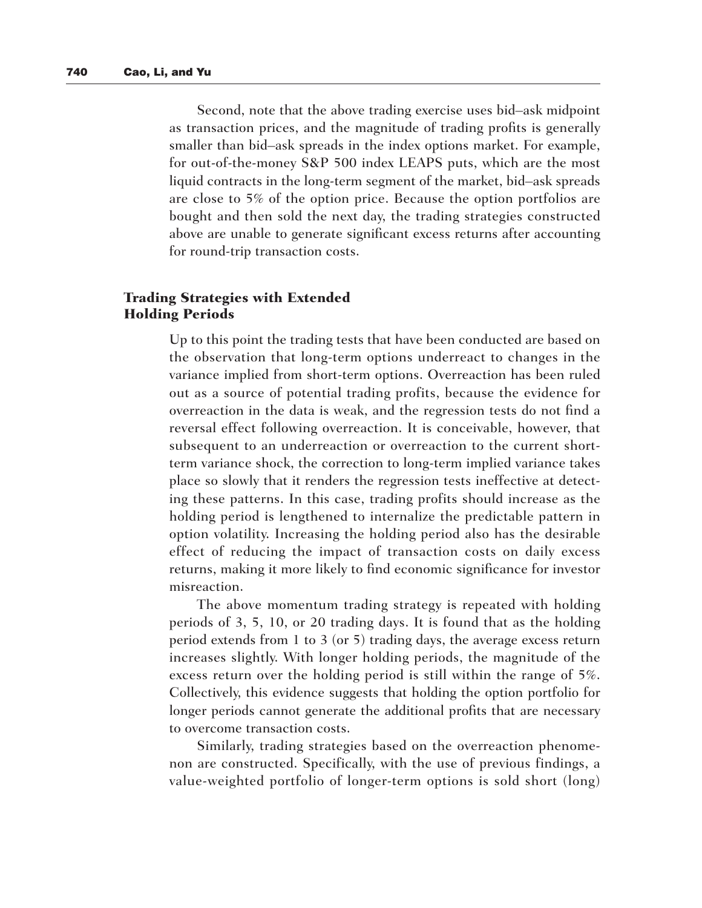Second, note that the above trading exercise uses bid–ask midpoint as transaction prices, and the magnitude of trading profits is generally smaller than bid–ask spreads in the index options market. For example, for out-of-the-money S&P 500 index LEAPS puts, which are the most liquid contracts in the long-term segment of the market, bid–ask spreads are close to 5% of the option price. Because the option portfolios are bought and then sold the next day, the trading strategies constructed above are unable to generate significant excess returns after accounting for round-trip transaction costs.

## Trading Strategies with Extended Holding Periods

Up to this point the trading tests that have been conducted are based on the observation that long-term options underreact to changes in the variance implied from short-term options. Overreaction has been ruled out as a source of potential trading profits, because the evidence for overreaction in the data is weak, and the regression tests do not find a reversal effect following overreaction. It is conceivable, however, that subsequent to an underreaction or overreaction to the current short-term variance shock, the correction to long-term implied variance takes place so slowly that it renders the regression tests ineffective at detecting these patterns. In this case, trading profits should increase as the holding period is lengthened to internalize the predictable pattern in option volatility. Increasing the holding period also has the desirable effect of reducing the impact of transaction costs on daily excess returns, making it more likely to find economic significance for investor misreaction.

The above momentum trading strategy is repeated with holding periods of 3, 5, 10, or 20 trading days. It is found that as the holding period extends from 1 to 3 (or 5) trading days, the average excess return increases slightly. With longer holding periods, the magnitude of the excess return over the holding period is still within the range of 5%. Collectively, this evidence suggests that holding the option portfolio for longer periods cannot generate the additional profits that are necessary to overcome transaction costs.

Similarly, trading strategies based on the overreaction phenomenon are constructed. Specifically, with the use of previous findings, a value-weighted portfolio of longer-term options is sold short (long)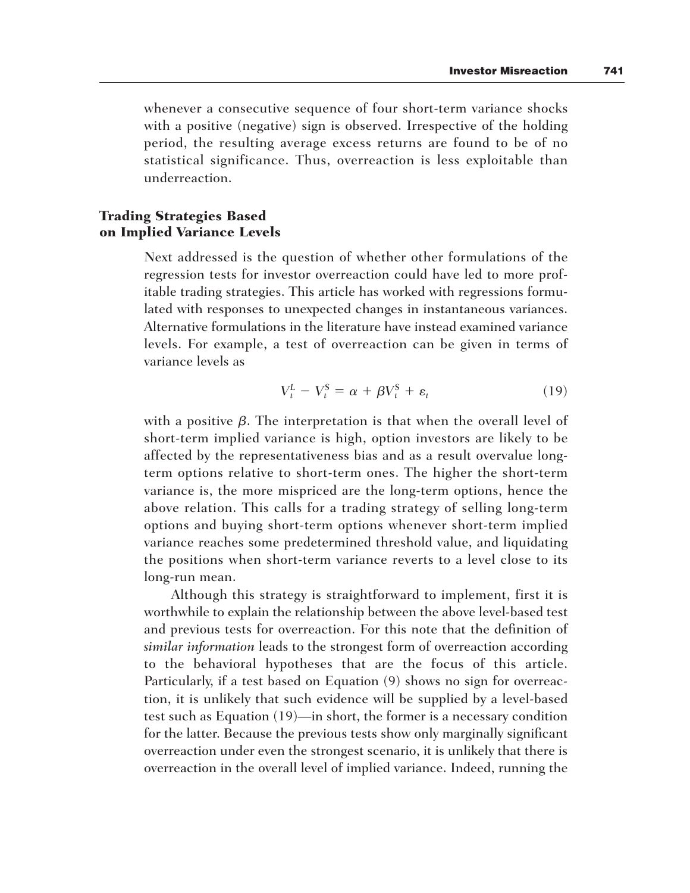whenever a consecutive sequence of four short-term variance shocks with a positive (negative) sign is observed. Irrespective of the holding period, the resulting average excess returns are found to be of no statistical significance. Thus, overreaction is less exploitable than underreaction.

## Trading Strategies Based on Implied Variance Levels

Next addressed is the question of whether other formulations of the regression tests for investor overreaction could have led to more profitable trading strategies. This article has worked with regressions formulated with responses to unexpected changes in instantaneous variances. Alternative formulations in the literature have instead examined variance levels. For example, a test of overreaction can be given in terms of variance levels as

$$V_t^L - V_t^S = \alpha + \beta V_t^S + \varepsilon_t \tag{19}$$

with a positive $\beta$. The interpretation is that when the overall level of short-term implied variance is high, option investors are likely to be affected by the representativeness bias and as a result overvalue long-term options relative to short-term ones. The higher the short-term variance is, the more mispriced are the long-term options, hence the above relation. This calls for a trading strategy of selling long-term options and buying short-term options whenever short-term implied variance reaches some predetermined threshold value, and liquidating the positions when short-term variance reverts to a level close to its long-run mean.

Although this strategy is straightforward to implement, first it is worthwhile to explain the relationship between the above level-based test and previous tests for overreaction. For this note that the definition of *similar information* leads to the strongest form of overreaction according to the behavioral hypotheses that are the focus of this article. Particularly, if a test based on Equation (9) shows no sign for overreaction, it is unlikely that such evidence will be supplied by a level-based test such as Equation (19)—in short, the former is a necessary condition for the latter. Because the previous tests show only marginally significant overreaction under even the strongest scenario, it is unlikely that there is overreaction in the overall level of implied variance. Indeed, running the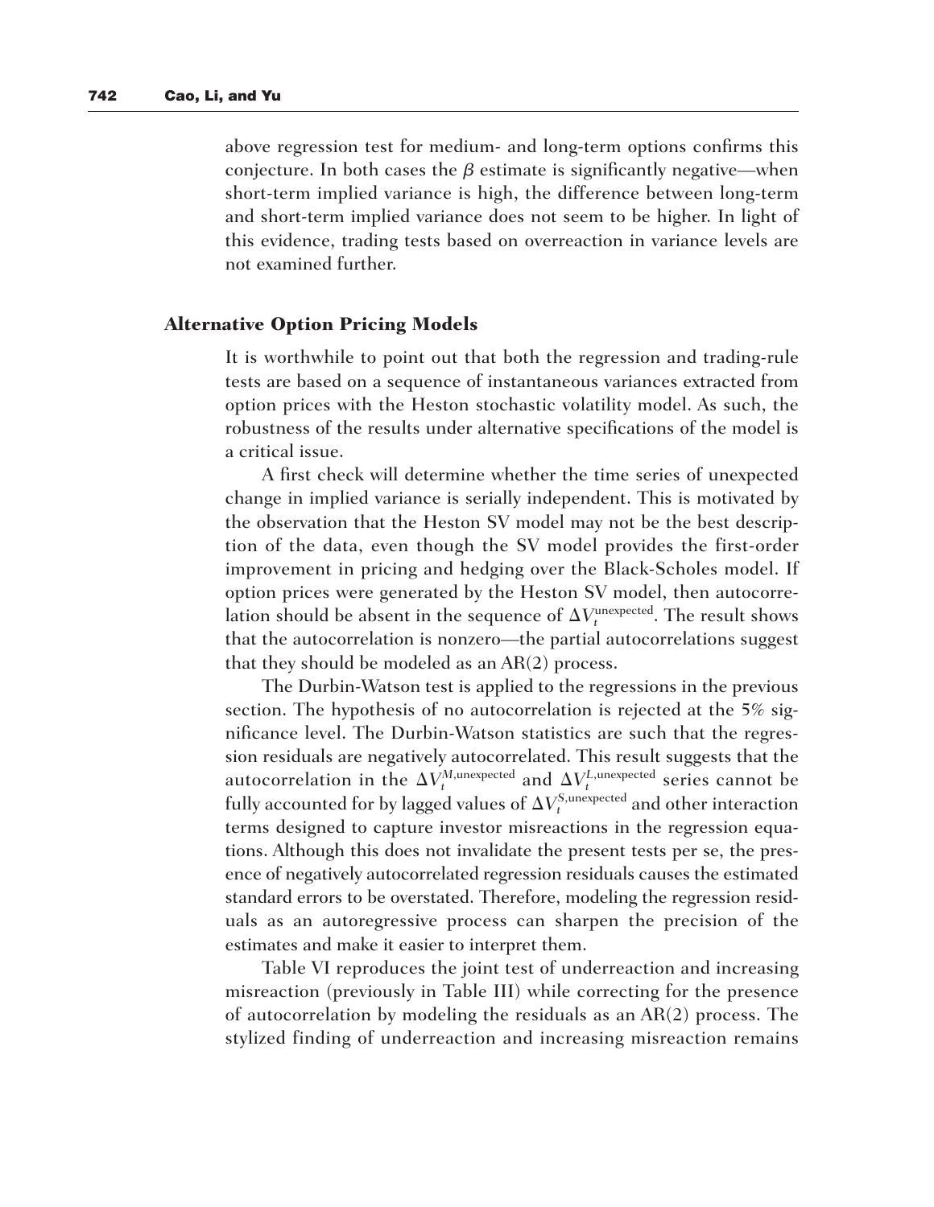above regression test for medium- and long-term options confirms this conjecture. In both cases the $\beta$ estimate is significantly negative—when short-term implied variance is high, the difference between long-term and short-term implied variance does not seem to be higher. In light of this evidence, trading tests based on overreaction in variance levels are not examined further.

## Alternative Option Pricing Models

It is worthwhile to point out that both the regression and trading-rule tests are based on a sequence of instantaneous variances extracted from option prices with the Heston stochastic volatility model. As such, the robustness of the results under alternative specifications of the model is a critical issue.

A first check will determine whether the time series of unexpected change in implied variance is serially independent. This is motivated by the observation that the Heston SV model may not be the best description of the data, even though the SV model provides the first-order improvement in pricing and hedging over the Black-Scholes model. If option prices were generated by the Heston SV model, then autocorrelation should be absent in the sequence of $\Delta V_t^{\text{unexpected}}$. The result shows that the autocorrelation is nonzero—the partial autocorrelations suggest that they should be modeled as an AR(2) process.

The Durbin-Watson test is applied to the regressions in the previous section. The hypothesis of no autocorrelation is rejected at the 5% significance level. The Durbin-Watson statistics are such that the regression residuals are negatively autocorrelated. This result suggests that the autocorrelation in the $\Delta V_t^{M,\text{unexpected}}$ and $\Delta V_t^{L,\text{unexpected}}$ series cannot be fully accounted for by lagged values of $\Delta V_t^{S,\text{unexpected}}$ and other interaction terms designed to capture investor misreactions in the regression equations. Although this does not invalidate the present tests per se, the presence of negatively autocorrelated regression residuals causes the estimated standard errors to be overstated. Therefore, modeling the regression residuals as an autoregressive process can sharpen the precision of the estimates and make it easier to interpret them.

Table VI reproduces the joint test of underreaction and increasing misreaction (previously in Table III) while correcting for the presence of autocorrelation by modeling the residuals as an AR(2) process. The stylized finding of underreaction and increasing misreaction remains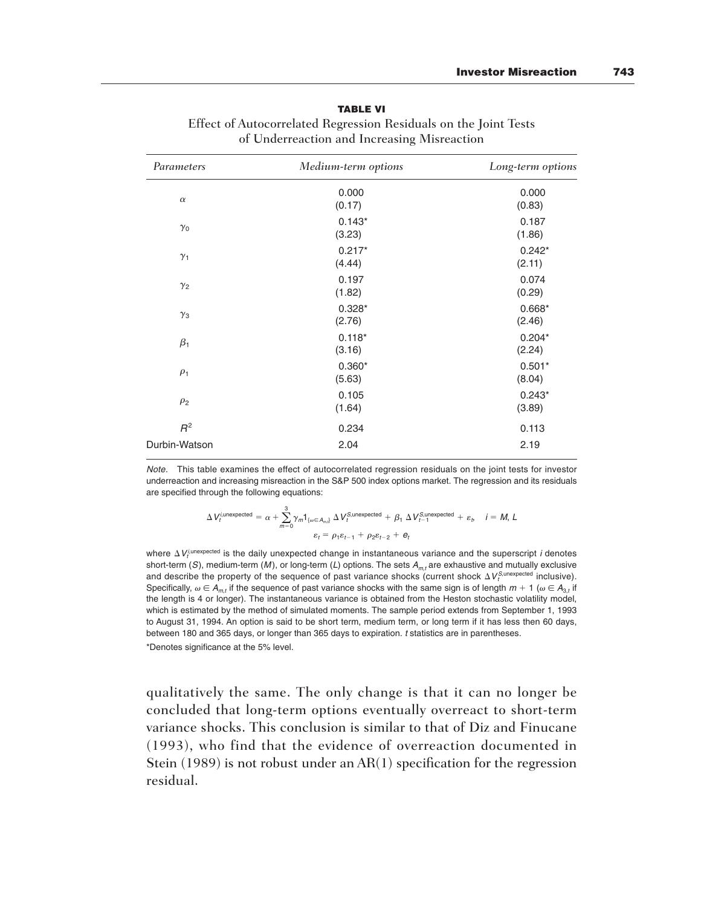**TABLE VI**

Effect of Autocorrelated Regression Residuals on the Joint Tests of Underreaction and Increasing Misreaction

| *Parameters* | *Medium-term options* | *Long-term options* |
|---|---|---|
| $\alpha$ | 0.000 | 0.000 |
| | (0.17) | (0.83) |
| $\gamma_0$ | 0.143* | 0.187 |
| | (3.23) | (1.86) |
| $\gamma_1$ | 0.217* | 0.242* |
| | (4.44) | (2.11) |
| $\gamma_2$ | 0.197 | 0.074 |
| | (1.82) | (0.29) |
| $\gamma_3$ | 0.328* | 0.668* |
| | (2.76) | (2.46) |
| $\beta_1$ | 0.118* | 0.204* |
| | (3.16) | (2.24) |
| $\rho_1$ | 0.360* | 0.501* |
| | (5.63) | (8.04) |
| $\rho_2$ | 0.105 | 0.243* |
| | (1.64) | (3.89) |
| $R^2$ | 0.234 | 0.113 |
| Durbin-Watson | 2.04 | 2.19 |

*Note.* This table examines the effect of autocorrelated regression residuals on the joint tests for investor underreaction and increasing misreaction in the S&P 500 index options market. The regression and its residuals are specified through the following equations:

$$\Delta V_t^{i,\text{unexpected}} = \alpha + \sum_{m=0}^{3} \gamma_m 1_{\{\omega \in A_{m,t}\}} \Delta V_t^{S,\text{unexpected}} + \beta_1 \Delta V_{t-1}^{S,\text{unexpected}} + \varepsilon_t, \quad i = M, L$$

$$\varepsilon_t = \rho_1 \varepsilon_{t-1} + \rho_2 \varepsilon_{t-2} + e_t$$

where $\Delta V_t^{i,\text{unexpected}}$ is the daily unexpected change in instantaneous variance and the superscript $i$ denotes short-term ($S$), medium-term ($M$), or long-term ($L$) options. The sets $A_{m,t}$ are exhaustive and mutually exclusive and describe the property of the sequence of past variance shocks (current shock $\Delta V_t^{S,\text{unexpected}}$ inclusive). Specifically, $\omega \in A_{m,t}$ if the sequence of past variance shocks with the same sign is of length $m + 1$ ($\omega \in A_{3,t}$ if the length is 4 or longer). The instantaneous variance is obtained from the Heston stochastic volatility model, which is estimated by the method of simulated moments. The sample period extends from September 1, 1993 to August 31, 1994. An option is said to be short term, medium term, or long term if it has less then 60 days, between 180 and 365 days, or longer than 365 days to expiration. $t$ statistics are in parentheses.

*Denotes significance at the 5% level.

qualitatively the same. The only change is that it can no longer be concluded that long-term options eventually overreact to short-term variance shocks. This conclusion is similar to that of Diz and Finucane (1993), who find that the evidence of overreaction documented in Stein (1989) is not robust under an AR(1) specification for the regression residual.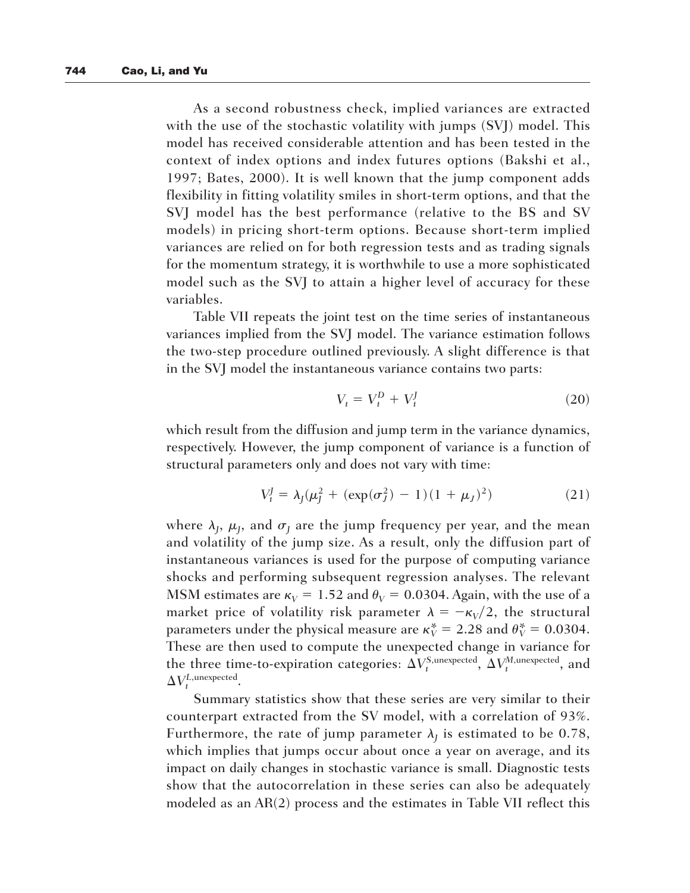As a second robustness check, implied variances are extracted with the use of the stochastic volatility with jumps (SVJ) model. This model has received considerable attention and has been tested in the context of index options and index futures options (Bakshi et al., 1997; Bates, 2000). It is well known that the jump component adds flexibility in fitting volatility smiles in short-term options, and that the SVJ model has the best performance (relative to the BS and SV models) in pricing short-term options. Because short-term implied variances are relied on for both regression tests and as trading signals for the momentum strategy, it is worthwhile to use a more sophisticated model such as the SVJ to attain a higher level of accuracy for these variables.

Table VII repeats the joint test on the time series of instantaneous variances implied from the SVJ model. The variance estimation follows the two-step procedure outlined previously. A slight difference is that in the SVJ model the instantaneous variance contains two parts:

$$V_t = V_t^D + V_t^J \tag{20}$$

which result from the diffusion and jump term in the variance dynamics, respectively. However, the jump component of variance is a function of structural parameters only and does not vary with time:

$$V_t^J = \lambda_J(\mu_J^2 + (\exp(\sigma_J^2) - 1)(1 + \mu_J)^2) \tag{21}$$

where $\lambda_J$, $\mu_J$, and $\sigma_J$ are the jump frequency per year, and the mean and volatility of the jump size. As a result, only the diffusion part of instantaneous variances is used for the purpose of computing variance shocks and performing subsequent regression analyses. The relevant MSM estimates are $\kappa_V = 1.52$ and $\theta_V = 0.0304$. Again, with the use of a market price of volatility risk parameter $\lambda = -\kappa_V/2$, the structural parameters under the physical measure are $\kappa_V^* = 2.28$ and $\theta_V^* = 0.0304$. These are then used to compute the unexpected change in variance for the three time-to-expiration categories: $\Delta V_t^{S,\text{unexpected}}$, $\Delta V_t^{M,\text{unexpected}}$, and $\Delta V_t^{L,\text{unexpected}}$.

Summary statistics show that these series are very similar to their counterpart extracted from the SV model, with a correlation of 93%. Furthermore, the rate of jump parameter $\lambda_J$ is estimated to be 0.78, which implies that jumps occur about once a year on average, and its impact on daily changes in stochastic variance is small. Diagnostic tests show that the autocorrelation in these series can also be adequately modeled as an AR(2) process and the estimates in Table VII reflect this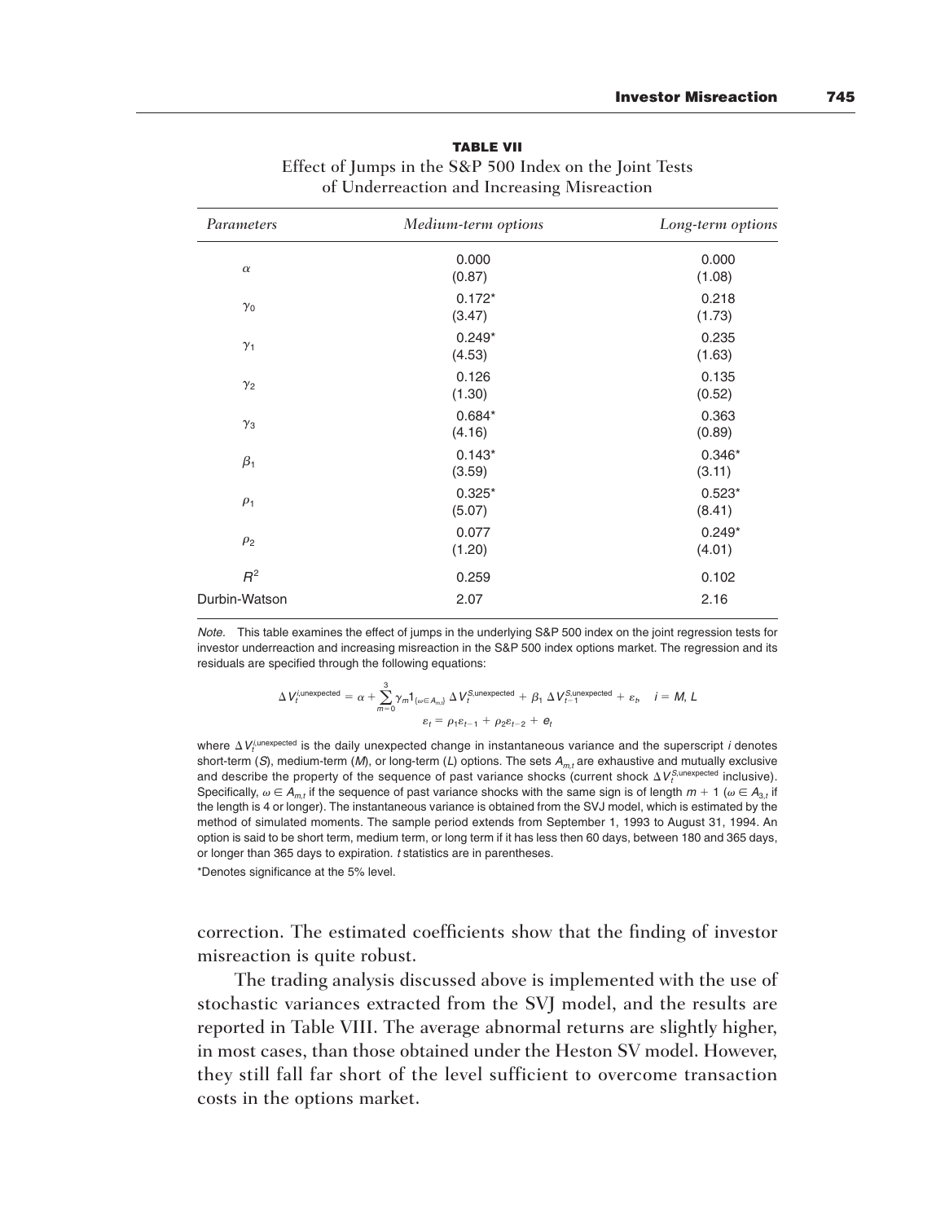**TABLE VII**

Effect of Jumps in the S&P 500 Index on the Joint Tests of Underreaction and Increasing Misreaction

| *Parameters* | *Medium-term options* | *Long-term options* |
|---|---|---|
| $\alpha$ | 0.000<br>(0.87) | 0.000<br>(1.08) |
| $\gamma_0$ | 0.172*<br>(3.47) | 0.218<br>(1.73) |
| $\gamma_1$ | 0.249*<br>(4.53) | 0.235<br>(1.63) |
| $\gamma_2$ | 0.126<br>(1.30) | 0.135<br>(0.52) |
| $\gamma_3$ | 0.684*<br>(4.16) | 0.363<br>(0.89) |
| $\beta_1$ | 0.143*<br>(3.59) | 0.346*<br>(3.11) |
| $\rho_1$ | 0.325*<br>(5.07) | 0.523*<br>(8.41) |
| $\rho_2$ | 0.077<br>(1.20) | 0.249*<br>(4.01) |
| $R^2$ | 0.259 | 0.102 |
| Durbin-Watson | 2.07 | 2.16 |

*Note.* This table examines the effect of jumps in the underlying S&P 500 index on the joint regression tests for investor underreaction and increasing misreaction in the S&P 500 index options market. The regression and its residuals are specified through the following equations:

$$\Delta V_t^{i,\text{unexpected}} = \alpha + \sum_{m=0}^{3} \gamma_m 1_{\{\omega \in A_{m,t}\}} \Delta V_t^{S,\text{unexpected}} + \beta_1 \Delta V_{t-1}^{S,\text{unexpected}} + \varepsilon_t, \quad i = M, L$$
$$\varepsilon_t = \rho_1 \varepsilon_{t-1} + \rho_2 \varepsilon_{t-2} + e_t$$

where $\Delta V_t^{i,\text{unexpected}}$ is the daily unexpected change in instantaneous variance and the superscript $i$ denotes short-term ($S$), medium-term ($M$), or long-term ($L$) options. The sets $A_{m,t}$ are exhaustive and mutually exclusive and describe the property of the sequence of past variance shocks (current shock $\Delta V_t^{S,\text{unexpected}}$ inclusive). Specifically, $\omega \in A_{m,t}$ if the sequence of past variance shocks with the same sign is of length $m + 1$ ($\omega \in A_{3,t}$ if the length is 4 or longer). The instantaneous variance is obtained from the SVJ model, which is estimated by the method of simulated moments. The sample period extends from September 1, 1993 to August 31, 1994. An option is said to be short term, medium term, or long term if it has less then 60 days, between 180 and 365 days, or longer than 365 days to expiration. $t$ statistics are in parentheses.

*Denotes significance at the 5% level.

correction. The estimated coefficients show that the finding of investor misreaction is quite robust.

The trading analysis discussed above is implemented with the use of stochastic variances extracted from the SVJ model, and the results are reported in Table VIII. The average abnormal returns are slightly higher, in most cases, than those obtained under the Heston SV model. However, they still fall far short of the level sufficient to overcome transaction costs in the options market.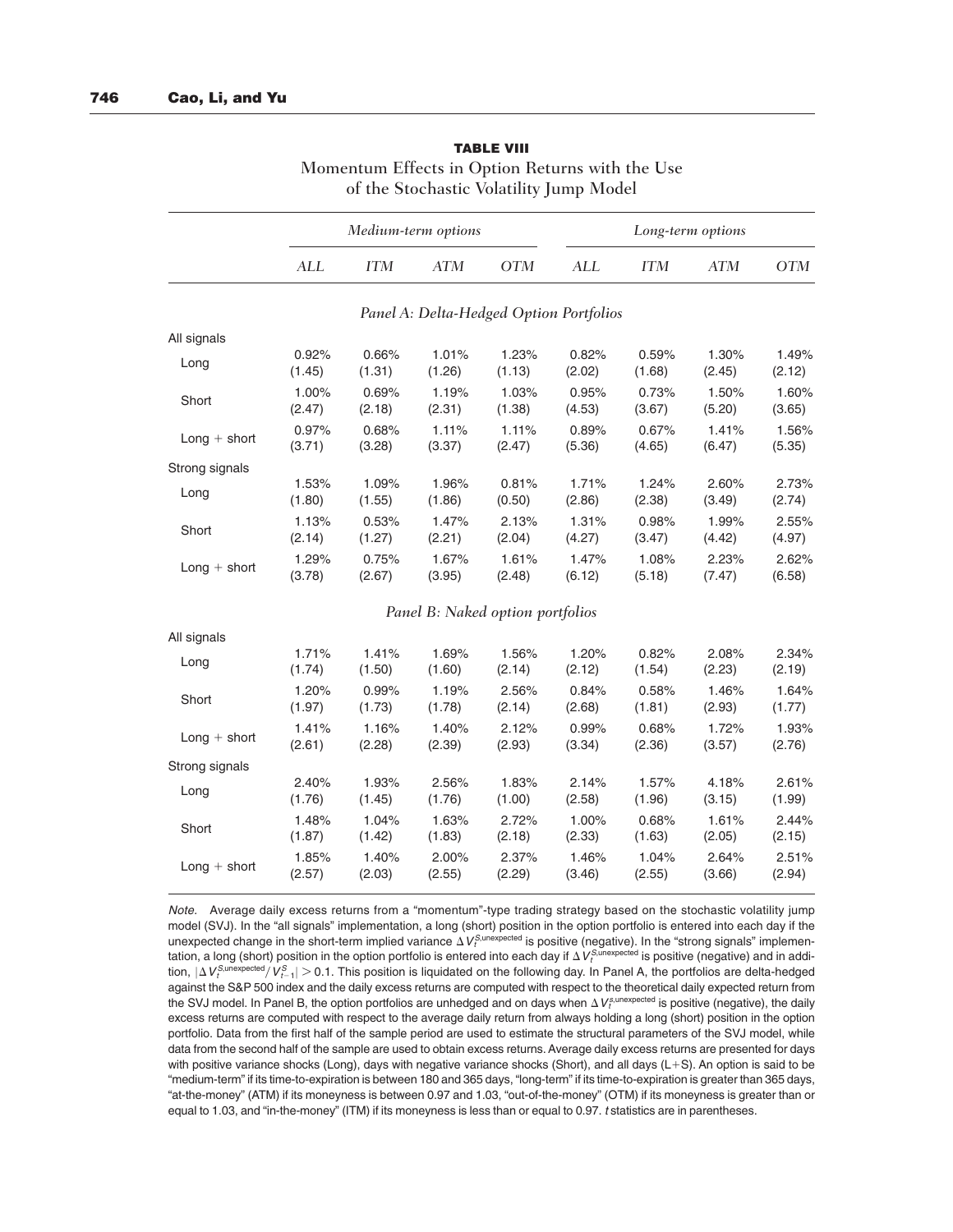**TABLE VIII**

Momentum Effects in Option Returns with the Use of the Stochastic Volatility Jump Model

| | *Medium-term options* | | | | *Long-term options* | | | |
|---|---|---|---|---|---|---|---|---|
| | *ALL* | *ITM* | *ATM* | *OTM* | *ALL* | *ITM* | *ATM* | *OTM* |
| | | | | *Panel A: Delta-Hedged Option Portfolios* | | | | |
| All signals | | | | | | | | |
| Long | 0.92% | 0.66% | 1.01% | 1.23% | 0.82% | 0.59% | 1.30% | 1.49% |
| | (1.45) | (1.31) | (1.26) | (1.13) | (2.02) | (1.68) | (2.45) | (2.12) |
| Short | 1.00% | 0.69% | 1.19% | 1.03% | 0.95% | 0.73% | 1.50% | 1.60% |
| | (2.47) | (2.18) | (2.31) | (1.38) | (4.53) | (3.67) | (5.20) | (3.65) |
| Long + short | 0.97% | 0.68% | 1.11% | 1.11% | 0.89% | 0.67% | 1.41% | 1.56% |
| | (3.71) | (3.28) | (3.37) | (2.47) | (5.36) | (4.65) | (6.47) | (5.35) |
| Strong signals | | | | | | | | |
| Long | 1.53% | 1.09% | 1.96% | 0.81% | 1.71% | 1.24% | 2.60% | 2.73% |
| | (1.80) | (1.55) | (1.86) | (0.50) | (2.86) | (2.38) | (3.49) | (2.74) |
| Short | 1.13% | 0.53% | 1.47% | 2.13% | 1.31% | 0.98% | 1.99% | 2.55% |
| | (2.14) | (1.27) | (2.21) | (2.04) | (4.27) | (3.47) | (4.42) | (4.97) |
| Long + short | 1.29% | 0.75% | 1.67% | 1.61% | 1.47% | 1.08% | 2.23% | 2.62% |
| | (3.78) | (2.67) | (3.95) | (2.48) | (6.12) | (5.18) | (7.47) | (6.58) |
| | | | | *Panel B: Naked option portfolios* | | | | |
| All signals | | | | | | | | |
| Long | 1.71% | 1.41% | 1.69% | 1.56% | 1.20% | 0.82% | 2.08% | 2.34% |
| | (1.74) | (1.50) | (1.60) | (2.14) | (2.12) | (1.54) | (2.23) | (2.19) |
| Short | 1.20% | 0.99% | 1.19% | 2.56% | 0.84% | 0.58% | 1.46% | 1.64% |
| | (1.97) | (1.73) | (1.78) | (2.14) | (2.68) | (1.81) | (2.93) | (1.77) |
| Long + short | 1.41% | 1.16% | 1.40% | 2.12% | 0.99% | 0.68% | 1.72% | 1.93% |
| | (2.61) | (2.28) | (2.39) | (2.93) | (3.34) | (2.36) | (3.57) | (2.76) |
| Strong signals | | | | | | | | |
| Long | 2.40% | 1.93% | 2.56% | 1.83% | 2.14% | 1.57% | 4.18% | 2.61% |
| | (1.76) | (1.45) | (1.76) | (1.00) | (2.58) | (1.96) | (3.15) | (1.99) |
| Short | 1.48% | 1.04% | 1.63% | 2.72% | 1.00% | 0.68% | 1.61% | 2.44% |
| | (1.87) | (1.42) | (1.83) | (2.18) | (2.33) | (1.63) | (2.05) | (2.15) |
| Long + short | 1.85% | 1.40% | 2.00% | 2.37% | 1.46% | 1.04% | 2.64% | 2.51% |
| | (2.57) | (2.03) | (2.55) | (2.29) | (3.46) | (2.55) | (3.66) | (2.94) |

*Note.* Average daily excess returns from a "momentum"-type trading strategy based on the stochastic volatility jump model (SVJ). In the "all signals" implementation, a long (short) position in the option portfolio is entered into each day if the unexpected change in the short-term implied variance $\Delta V_t^{S,\text{unexpected}}$ is positive (negative). In the "strong signals" implementation, a long (short) position in the option portfolio is entered into each day if $\Delta V_t^{S,\text{unexpected}}$ is positive (negative) and in addition, $|\Delta V_t^{S,\text{unexpected}}/V_{t-1}^S| > 0.1$. This position is liquidated on the following day. In Panel A, the portfolios are delta-hedged against the S&P 500 index and the daily excess returns are computed with respect to the theoretical daily expected return from the SVJ model. In Panel B, the option portfolios are unhedged and on days when $\Delta V_t^{s,\text{unexpected}}$ is positive (negative), the daily excess returns are computed with respect to the average daily return from always holding a long (short) position in the option portfolio. Data from the first half of the sample period are used to estimate the structural parameters of the SVJ model, while data from the second half of the sample are used to obtain excess returns. Average daily excess returns are presented for days with positive variance shocks (Long), days with negative variance shocks (Short), and all days (L+S). An option is said to be "medium-term" if its time-to-expiration is between 180 and 365 days, "long-term" if its time-to-expiration is greater than 365 days, "at-the-money" (ATM) if its moneyness is between 0.97 and 1.03, "out-of-the-money" (OTM) if its moneyness is greater than or equal to 1.03, and "in-the-money" (ITM) if its moneyness is less than or equal to 0.97. *t* statistics are in parentheses.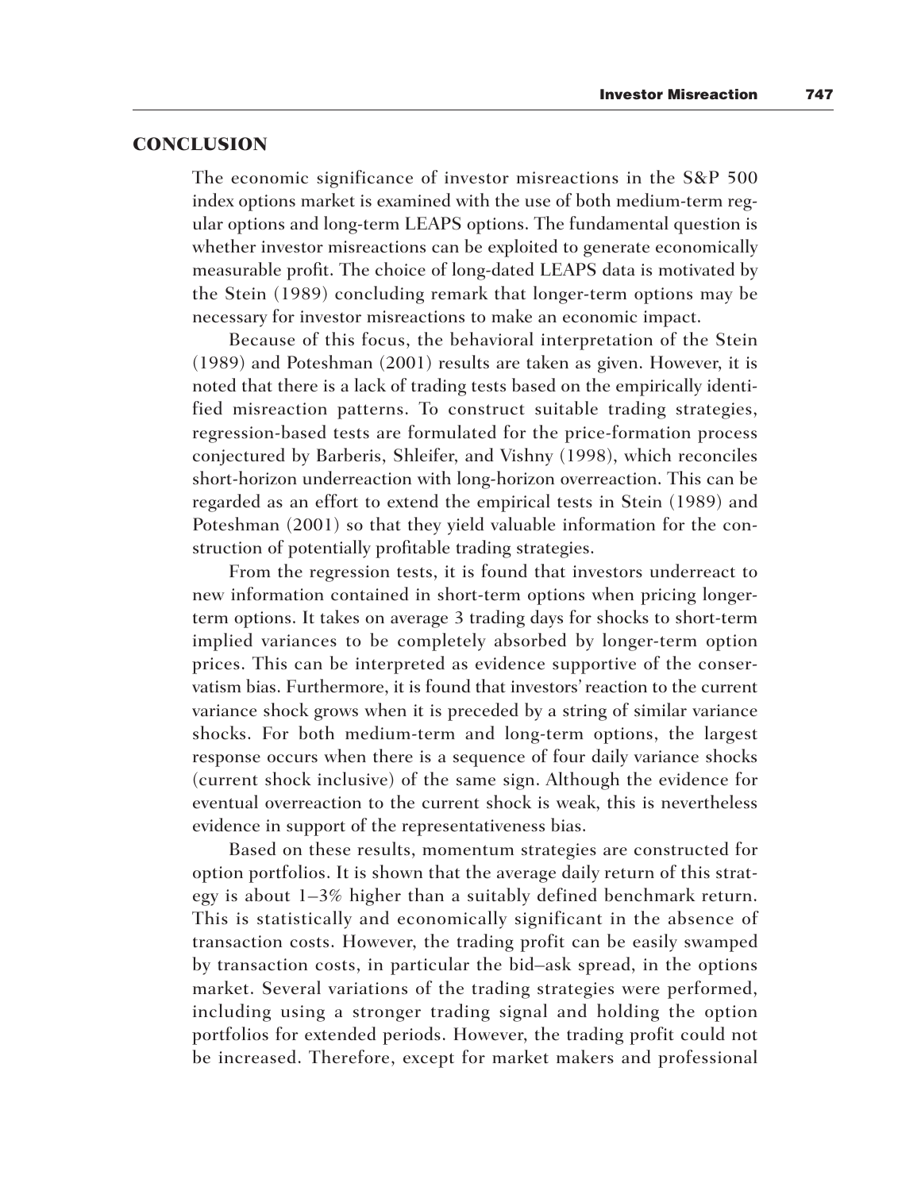## CONCLUSION

The economic significance of investor misreactions in the S&P 500 index options market is examined with the use of both medium-term regular options and long-term LEAPS options. The fundamental question is whether investor misreactions can be exploited to generate economically measurable profit. The choice of long-dated LEAPS data is motivated by the Stein (1989) concluding remark that longer-term options may be necessary for investor misreactions to make an economic impact.

Because of this focus, the behavioral interpretation of the Stein (1989) and Poteshman (2001) results are taken as given. However, it is noted that there is a lack of trading tests based on the empirically identified misreaction patterns. To construct suitable trading strategies, regression-based tests are formulated for the price-formation process conjectured by Barberis, Shleifer, and Vishny (1998), which reconciles short-horizon underreaction with long-horizon overreaction. This can be regarded as an effort to extend the empirical tests in Stein (1989) and Poteshman (2001) so that they yield valuable information for the construction of potentially profitable trading strategies.

From the regression tests, it is found that investors underreact to new information contained in short-term options when pricing longer-term options. It takes on average 3 trading days for shocks to short-term implied variances to be completely absorbed by longer-term option prices. This can be interpreted as evidence supportive of the conservatism bias. Furthermore, it is found that investors' reaction to the current variance shock grows when it is preceded by a string of similar variance shocks. For both medium-term and long-term options, the largest response occurs when there is a sequence of four daily variance shocks (current shock inclusive) of the same sign. Although the evidence for eventual overreaction to the current shock is weak, this is nevertheless evidence in support of the representativeness bias.

Based on these results, momentum strategies are constructed for option portfolios. It is shown that the average daily return of this strategy is about 1–3% higher than a suitably defined benchmark return. This is statistically and economically significant in the absence of transaction costs. However, the trading profit can be easily swamped by transaction costs, in particular the bid–ask spread, in the options market. Several variations of the trading strategies were performed, including using a stronger trading signal and holding the option portfolios for extended periods. However, the trading profit could not be increased. Therefore, except for market makers and professional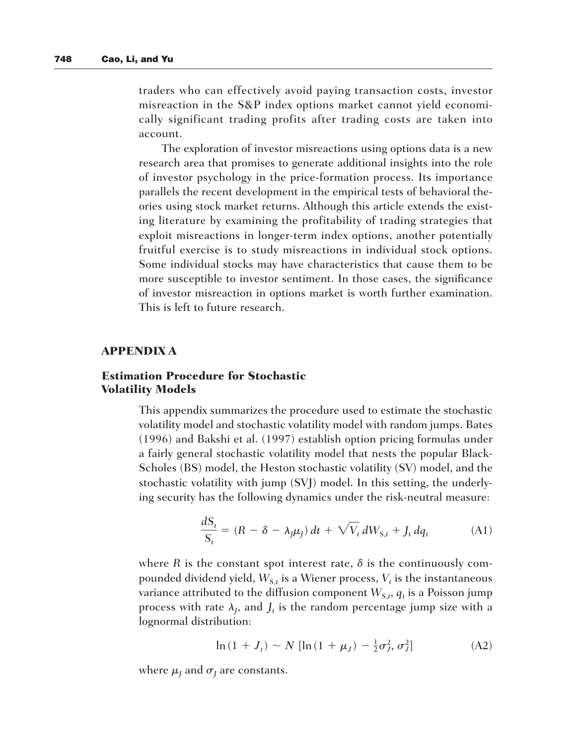traders who can effectively avoid paying transaction costs, investor misreaction in the S&P index options market cannot yield economically significant trading profits after trading costs are taken into account.

The exploration of investor misreactions using options data is a new research area that promises to generate additional insights into the role of investor psychology in the price-formation process. Its importance parallels the recent development in the empirical tests of behavioral theories using stock market returns. Although this article extends the existing literature by examining the profitability of trading strategies that exploit misreactions in longer-term index options, another potentially fruitful exercise is to study misreactions in individual stock options. Some individual stocks may have characteristics that cause them to be more susceptible to investor sentiment. In those cases, the significance of investor misreaction in options market is worth further examination. This is left to future research.

## APPENDIX A

### Estimation Procedure for Stochastic Volatility Models

This appendix summarizes the procedure used to estimate the stochastic volatility model and stochastic volatility model with random jumps. Bates (1996) and Bakshi et al. (1997) establish option pricing formulas under a fairly general stochastic volatility model that nests the popular Black-Scholes (BS) model, the Heston stochastic volatility (SV) model, and the stochastic volatility with jump (SVJ) model. In this setting, the underlying security has the following dynamics under the risk-neutral measure:

$$\frac{dS_t}{S_t} = (R - \delta - \lambda_J \mu_J)\, dt + \sqrt{V_t}\, dW_{S,t} + J_t\, dq_t \tag{A1}$$

where $R$ is the constant spot interest rate, $\delta$ is the continuously compounded dividend yield, $W_{S,t}$ is a Wiener process, $V_t$ is the instantaneous variance attributed to the diffusion component $W_{S,t}$, $q_t$ is a Poisson jump process with rate $\lambda_J$, and $J_t$ is the random percentage jump size with a lognormal distribution:

$$\ln(1 + J_t) \sim N\left[\ln(1 + \mu_J) - \tfrac{1}{2}\sigma_J^2, \sigma_J^2\right] \tag{A2}$$

where $\mu_J$ and $\sigma_J$ are constants.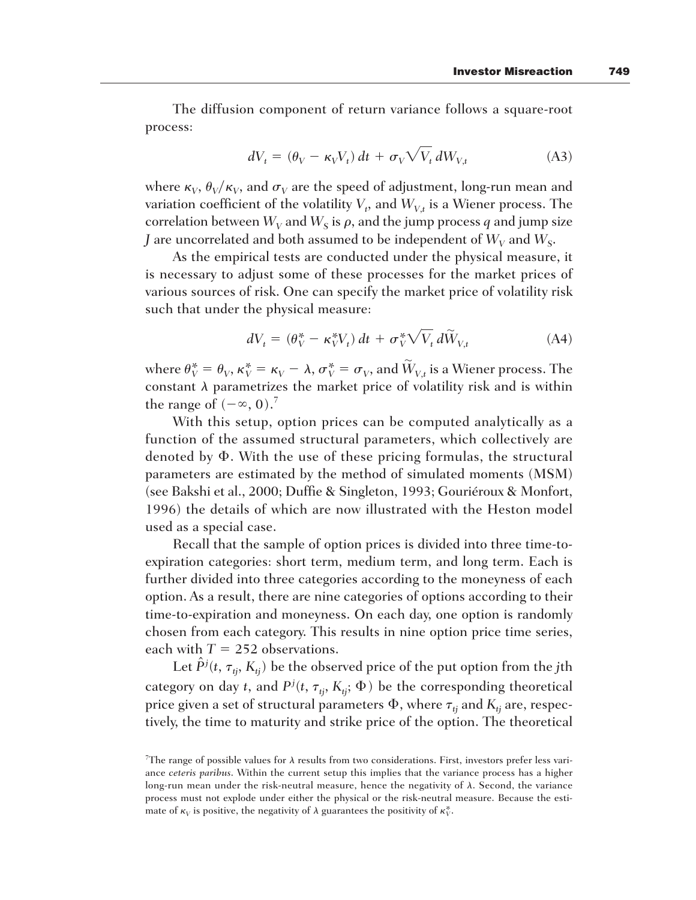The diffusion component of return variance follows a square-root process:

$$dV_t = (\theta_V - \kappa_V V_t)\,dt + \sigma_V \sqrt{V_t}\,dW_{V,t} \tag{A3}$$

where $\kappa_V$, $\theta_V/\kappa_V$, and $\sigma_V$ are the speed of adjustment, long-run mean and variation coefficient of the volatility $V_t$, and $W_{V,t}$ is a Wiener process. The correlation between $W_V$ and $W_S$ is $\rho$, and the jump process $q$ and jump size $J$ are uncorrelated and both assumed to be independent of $W_V$ and $W_S$.

As the empirical tests are conducted under the physical measure, it is necessary to adjust some of these processes for the market prices of various sources of risk. One can specify the market price of volatility risk such that under the physical measure:

$$dV_t = (\theta_V^* - \kappa_V^* V_t)\,dt + \sigma_V^* \sqrt{V_t}\,d\widetilde{W}_{V,t} \tag{A4}$$

where $\theta_V^* = \theta_V$, $\kappa_V^* = \kappa_V - \lambda$, $\sigma_V^* = \sigma_V$, and $\widetilde{W}_{V,t}$ is a Wiener process. The constant $\lambda$ parametrizes the market price of volatility risk and is within the range of $(-\infty, 0)$.[7]

With this setup, option prices can be computed analytically as a function of the assumed structural parameters, which collectively are denoted by $\Phi$. With the use of these pricing formulas, the structural parameters are estimated by the method of simulated moments (MSM) (see Bakshi et al., 2000; Duffie & Singleton, 1993; Gouriéroux & Monfort, 1996) the details of which are now illustrated with the Heston model used as a special case.

Recall that the sample of option prices is divided into three time-to-expiration categories: short term, medium term, and long term. Each is further divided into three categories according to the moneyness of each option. As a result, there are nine categories of options according to their time-to-expiration and moneyness. On each day, one option is randomly chosen from each category. This results in nine option price time series, each with $T = 252$ observations.

Let $\hat{P}^j(t, \tau_{tj}, K_{tj})$ be the observed price of the put option from the $j$th category on day $t$, and $P^j(t, \tau_{tj}, K_{tj}; \Phi)$ be the corresponding theoretical price given a set of structural parameters $\Phi$, where $\tau_{tj}$ and $K_{tj}$ are, respectively, the time to maturity and strike price of the option. The theoretical

[7] The range of possible values for $\lambda$ results from two considerations. First, investors prefer less variance *ceteris paribus*. Within the current setup this implies that the variance process has a higher long-run mean under the risk-neutral measure, hence the negativity of $\lambda$. Second, the variance process must not explode under either the physical or the risk-neutral measure. Because the estimate of $\kappa_V$ is positive, the negativity of $\lambda$ guarantees the positivity of $\kappa_V^*$.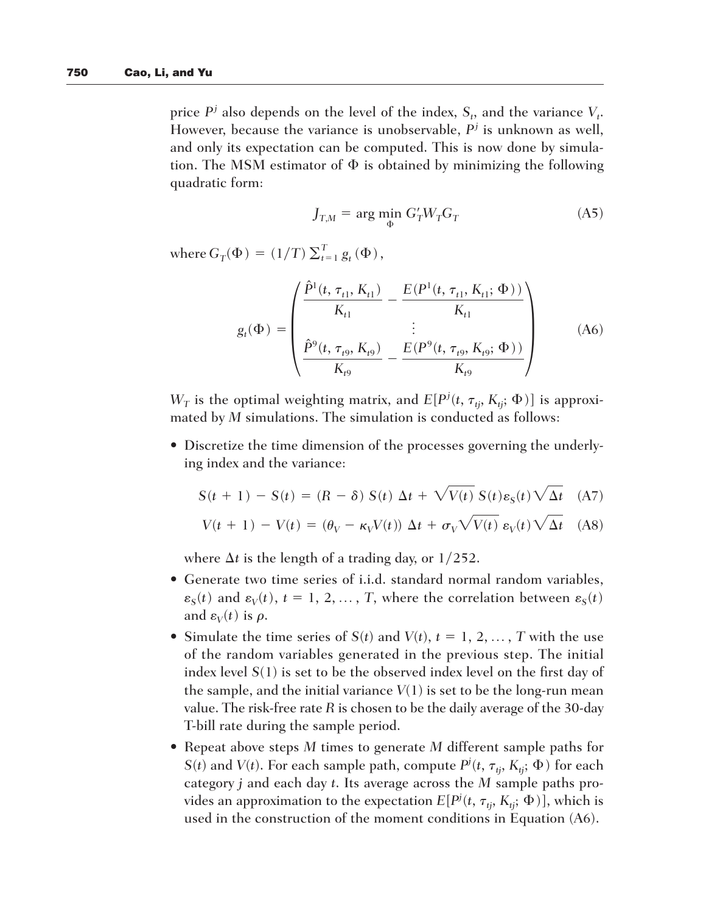price $P^j$ also depends on the level of the index, $S_t$, and the variance $V_t$. However, because the variance is unobservable, $P^j$ is unknown as well, and only its expectation can be computed. This is now done by simulation. The MSM estimator of $\Phi$ is obtained by minimizing the following quadratic form:

$$J_{T,M} = \arg\min_{\Phi} G_T' W_T G_T \tag{A5}$$

where $G_T(\Phi) = (1/T)\sum_{t=1}^{T} g_t(\Phi)$,

$$g_t(\Phi) = \begin{pmatrix} \dfrac{\hat{P}^1(t, \tau_{t1}, K_{t1})}{K_{t1}} - \dfrac{E(P^1(t, \tau_{t1}, K_{t1}; \Phi))}{K_{t1}} \\ \vdots \\ \dfrac{\hat{P}^9(t, \tau_{t9}, K_{t9})}{K_{t9}} - \dfrac{E(P^9(t, \tau_{t9}, K_{t9}; \Phi))}{K_{t9}} \end{pmatrix} \tag{A6}$$

$W_T$ is the optimal weighting matrix, and $E[P^j(t, \tau_{tj}, K_{tj}; \Phi)]$ is approximated by $M$ simulations. The simulation is conducted as follows:

- Discretize the time dimension of the processes governing the underlying index and the variance:

$$S(t+1) - S(t) = (R - \delta)\, S(t)\, \Delta t + \sqrt{V(t)}\, S(t) \varepsilon_S(t) \sqrt{\Delta t} \tag{A7}$$

$$V(t+1) - V(t) = (\theta_V - \kappa_V V(t))\, \Delta t + \sigma_V \sqrt{V(t)}\, \varepsilon_V(t) \sqrt{\Delta t} \tag{A8}$$

  where $\Delta t$ is the length of a trading day, or $1/252$.

- Generate two time series of i.i.d. standard normal random variables, $\varepsilon_S(t)$ and $\varepsilon_V(t)$, $t = 1, 2, \ldots, T$, where the correlation between $\varepsilon_S(t)$ and $\varepsilon_V(t)$ is $\rho$.
- Simulate the time series of $S(t)$ and $V(t)$, $t = 1, 2, \ldots, T$ with the use of the random variables generated in the previous step. The initial index level $S(1)$ is set to be the observed index level on the first day of the sample, and the initial variance $V(1)$ is set to be the long-run mean value. The risk-free rate $R$ is chosen to be the daily average of the 30-day T-bill rate during the sample period.
- Repeat above steps $M$ times to generate $M$ different sample paths for $S(t)$ and $V(t)$. For each sample path, compute $P^j(t, \tau_{tj}, K_{tj}; \Phi)$ for each category $j$ and each day $t$. Its average across the $M$ sample paths provides an approximation to the expectation $E[P^j(t, \tau_{tj}, K_{tj}; \Phi)]$, which is used in the construction of the moment conditions in Equation (A6).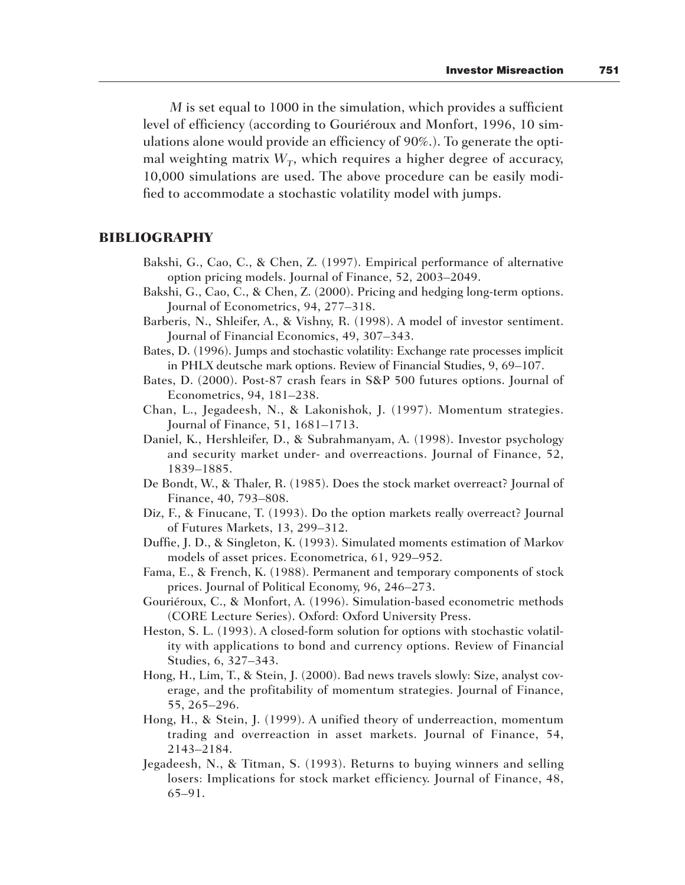$M$ is set equal to 1000 in the simulation, which provides a sufficient level of efficiency (according to Gouriéroux and Monfort, 1996, 10 simulations alone would provide an efficiency of 90%.). To generate the optimal weighting matrix $W_T$, which requires a higher degree of accuracy, 10,000 simulations are used. The above procedure can be easily modified to accommodate a stochastic volatility model with jumps.

## BIBLIOGRAPHY

Bakshi, G., Cao, C., & Chen, Z. (1997). Empirical performance of alternative option pricing models. Journal of Finance, 52, 2003–2049.

Bakshi, G., Cao, C., & Chen, Z. (2000). Pricing and hedging long-term options. Journal of Econometrics, 94, 277–318.

Barberis, N., Shleifer, A., & Vishny, R. (1998). A model of investor sentiment. Journal of Financial Economics, 49, 307–343.

Bates, D. (1996). Jumps and stochastic volatility: Exchange rate processes implicit in PHLX deutsche mark options. Review of Financial Studies, 9, 69–107.

Bates, D. (2000). Post-87 crash fears in S&P 500 futures options. Journal of Econometrics, 94, 181–238.

Chan, L., Jegadeesh, N., & Lakonishok, J. (1997). Momentum strategies. Journal of Finance, 51, 1681–1713.

Daniel, K., Hershleifer, D., & Subrahmanyam, A. (1998). Investor psychology and security market under- and overreactions. Journal of Finance, 52, 1839–1885.

De Bondt, W., & Thaler, R. (1985). Does the stock market overreact? Journal of Finance, 40, 793–808.

Diz, F., & Finucane, T. (1993). Do the option markets really overreact? Journal of Futures Markets, 13, 299–312.

Duffie, J. D., & Singleton, K. (1993). Simulated moments estimation of Markov models of asset prices. Econometrica, 61, 929–952.

Fama, E., & French, K. (1988). Permanent and temporary components of stock prices. Journal of Political Economy, 96, 246–273.

Gouriéroux, C., & Monfort, A. (1996). Simulation-based econometric methods (CORE Lecture Series). Oxford: Oxford University Press.

Heston, S. L. (1993). A closed-form solution for options with stochastic volatility with applications to bond and currency options. Review of Financial Studies, 6, 327–343.

Hong, H., Lim, T., & Stein, J. (2000). Bad news travels slowly: Size, analyst coverage, and the profitability of momentum strategies. Journal of Finance, 55, 265–296.

Hong, H., & Stein, J. (1999). A unified theory of underreaction, momentum trading and overreaction in asset markets. Journal of Finance, 54, 2143–2184.

Jegadeesh, N., & Titman, S. (1993). Returns to buying winners and selling losers: Implications for stock market efficiency. Journal of Finance, 48, 65–91.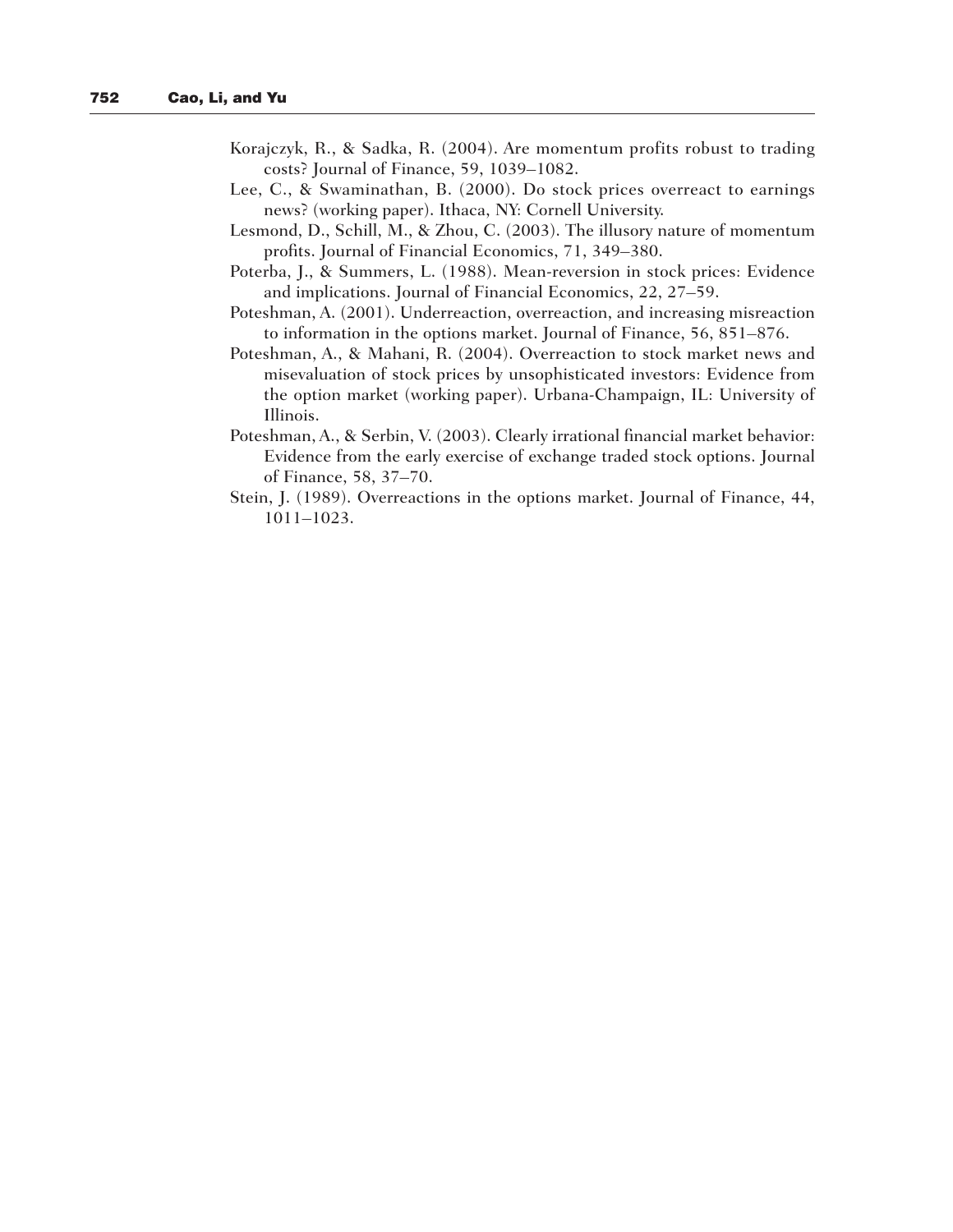Korajczyk, R., & Sadka, R. (2004). Are momentum profits robust to trading costs? Journal of Finance, 59, 1039–1082.

Lee, C., & Swaminathan, B. (2000). Do stock prices overreact to earnings news? (working paper). Ithaca, NY: Cornell University.

Lesmond, D., Schill, M., & Zhou, C. (2003). The illusory nature of momentum profits. Journal of Financial Economics, 71, 349–380.

Poterba, J., & Summers, L. (1988). Mean-reversion in stock prices: Evidence and implications. Journal of Financial Economics, 22, 27–59.

Poteshman, A. (2001). Underreaction, overreaction, and increasing misreaction to information in the options market. Journal of Finance, 56, 851–876.

Poteshman, A., & Mahani, R. (2004). Overreaction to stock market news and misevaluation of stock prices by unsophisticated investors: Evidence from the option market (working paper). Urbana-Champaign, IL: University of Illinois.

Poteshman, A., & Serbin, V. (2003). Clearly irrational financial market behavior: Evidence from the early exercise of exchange traded stock options. Journal of Finance, 58, 37–70.

Stein, J. (1989). Overreactions in the options market. Journal of Finance, 44, 1011–1023.